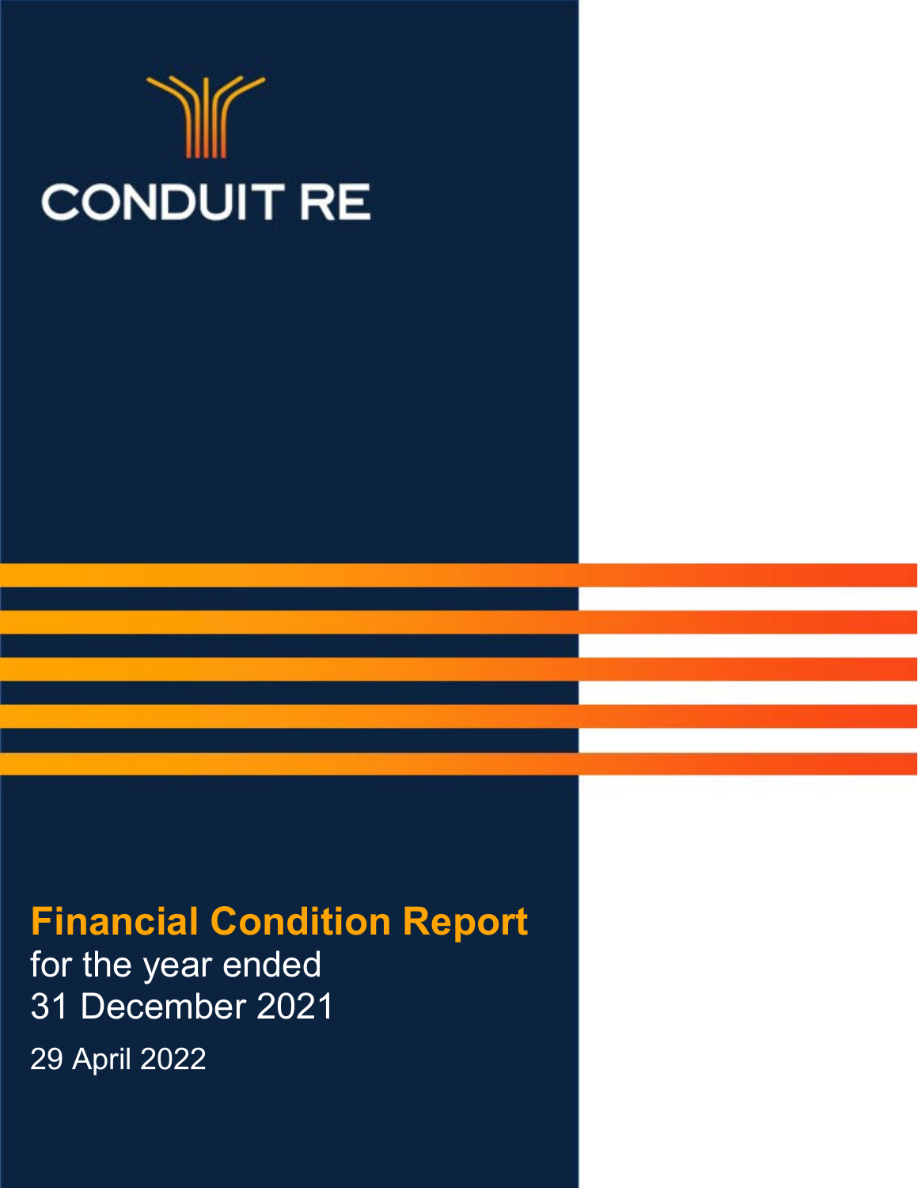CONDUIT RE

# Financial Condition Report

for the year ended
31 December 2021

29 April 2022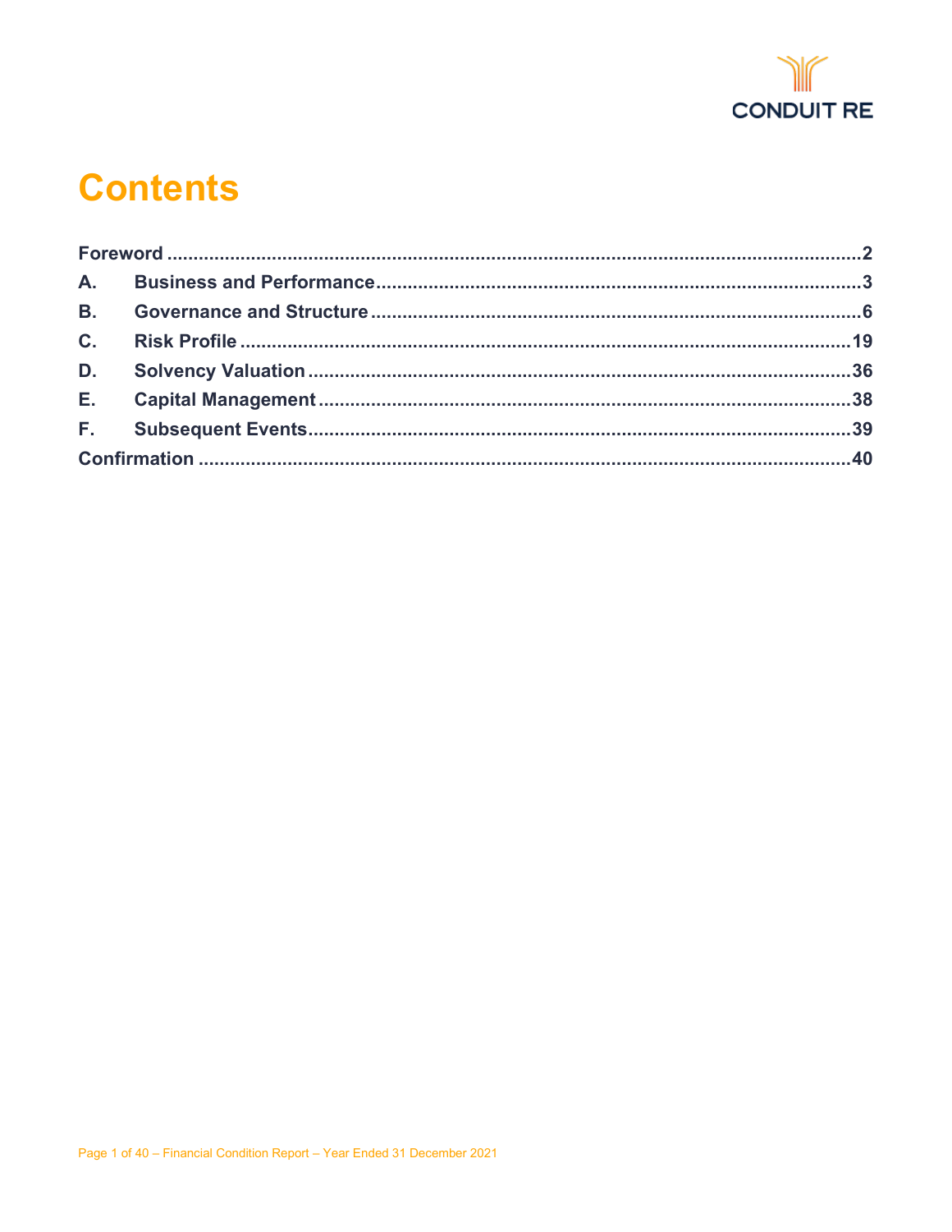# Contents

| | | |
|---|---|---|
| **Foreword** | | **2** |
| **A.** | **Business and Performance** | **3** |
| **B.** | **Governance and Structure** | **6** |
| **C.** | **Risk Profile** | **19** |
| **D.** | **Solvency Valuation** | **36** |
| **E.** | **Capital Management** | **38** |
| **F.** | **Subsequent Events** | **39** |
| **Confirmation** | | **40** |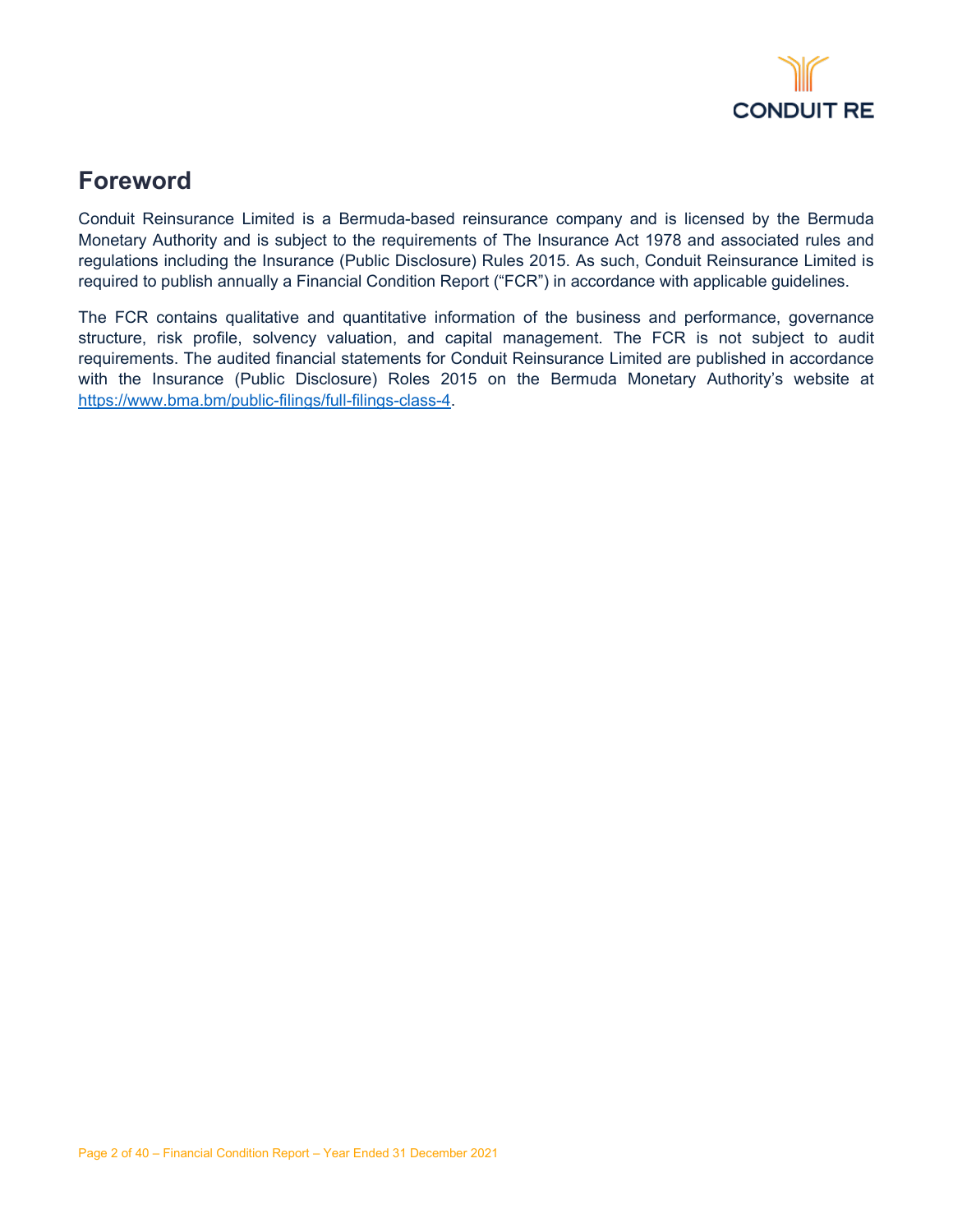## Foreword

Conduit Reinsurance Limited is a Bermuda-based reinsurance company and is licensed by the Bermuda Monetary Authority and is subject to the requirements of The Insurance Act 1978 and associated rules and regulations including the Insurance (Public Disclosure) Rules 2015. As such, Conduit Reinsurance Limited is required to publish annually a Financial Condition Report ("FCR") in accordance with applicable guidelines.

The FCR contains qualitative and quantitative information of the business and performance, governance structure, risk profile, solvency valuation, and capital management. The FCR is not subject to audit requirements. The audited financial statements for Conduit Reinsurance Limited are published in accordance with the Insurance (Public Disclosure) Roles 2015 on the Bermuda Monetary Authority's website at https://www.bma.bm/public-filings/full-filings-class-4.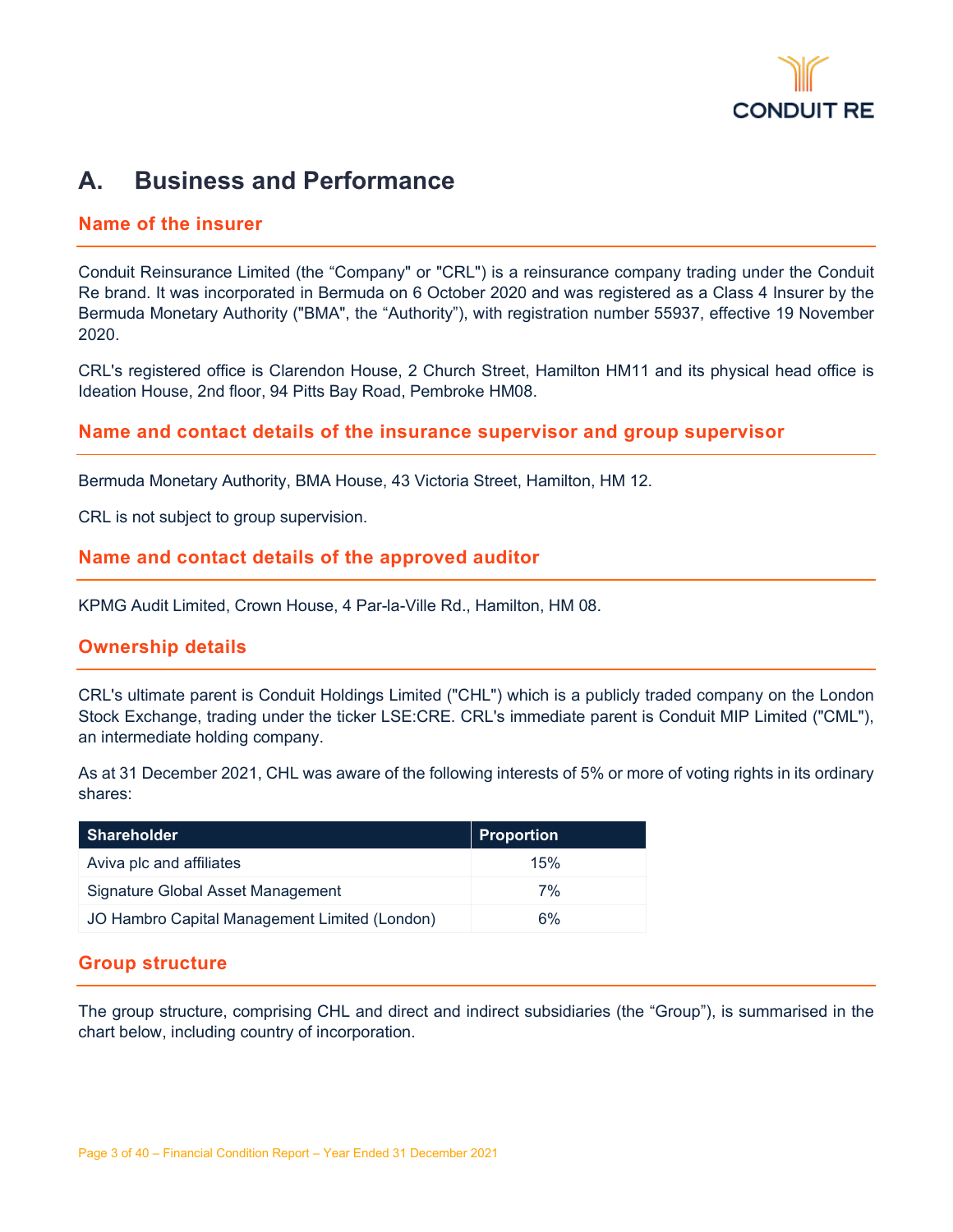# A. Business and Performance

## Name of the insurer

Conduit Reinsurance Limited (the "Company" or "CRL") is a reinsurance company trading under the Conduit Re brand. It was incorporated in Bermuda on 6 October 2020 and was registered as a Class 4 Insurer by the Bermuda Monetary Authority ("BMA", the "Authority"), with registration number 55937, effective 19 November 2020.

CRL's registered office is Clarendon House, 2 Church Street, Hamilton HM11 and its physical head office is Ideation House, 2nd floor, 94 Pitts Bay Road, Pembroke HM08.

## Name and contact details of the insurance supervisor and group supervisor

Bermuda Monetary Authority, BMA House, 43 Victoria Street, Hamilton, HM 12.

CRL is not subject to group supervision.

## Name and contact details of the approved auditor

KPMG Audit Limited, Crown House, 4 Par-la-Ville Rd., Hamilton, HM 08.

## Ownership details

CRL's ultimate parent is Conduit Holdings Limited ("CHL") which is a publicly traded company on the London Stock Exchange, trading under the ticker LSE:CRE. CRL's immediate parent is Conduit MIP Limited ("CML"), an intermediate holding company.

As at 31 December 2021, CHL was aware of the following interests of 5% or more of voting rights in its ordinary shares:

| Shareholder | Proportion |
|---|---|
| Aviva plc and affiliates | 15% |
| Signature Global Asset Management | 7% |
| JO Hambro Capital Management Limited (London) | 6% |

## Group structure

The group structure, comprising CHL and direct and indirect subsidiaries (the "Group"), is summarised in the chart below, including country of incorporation.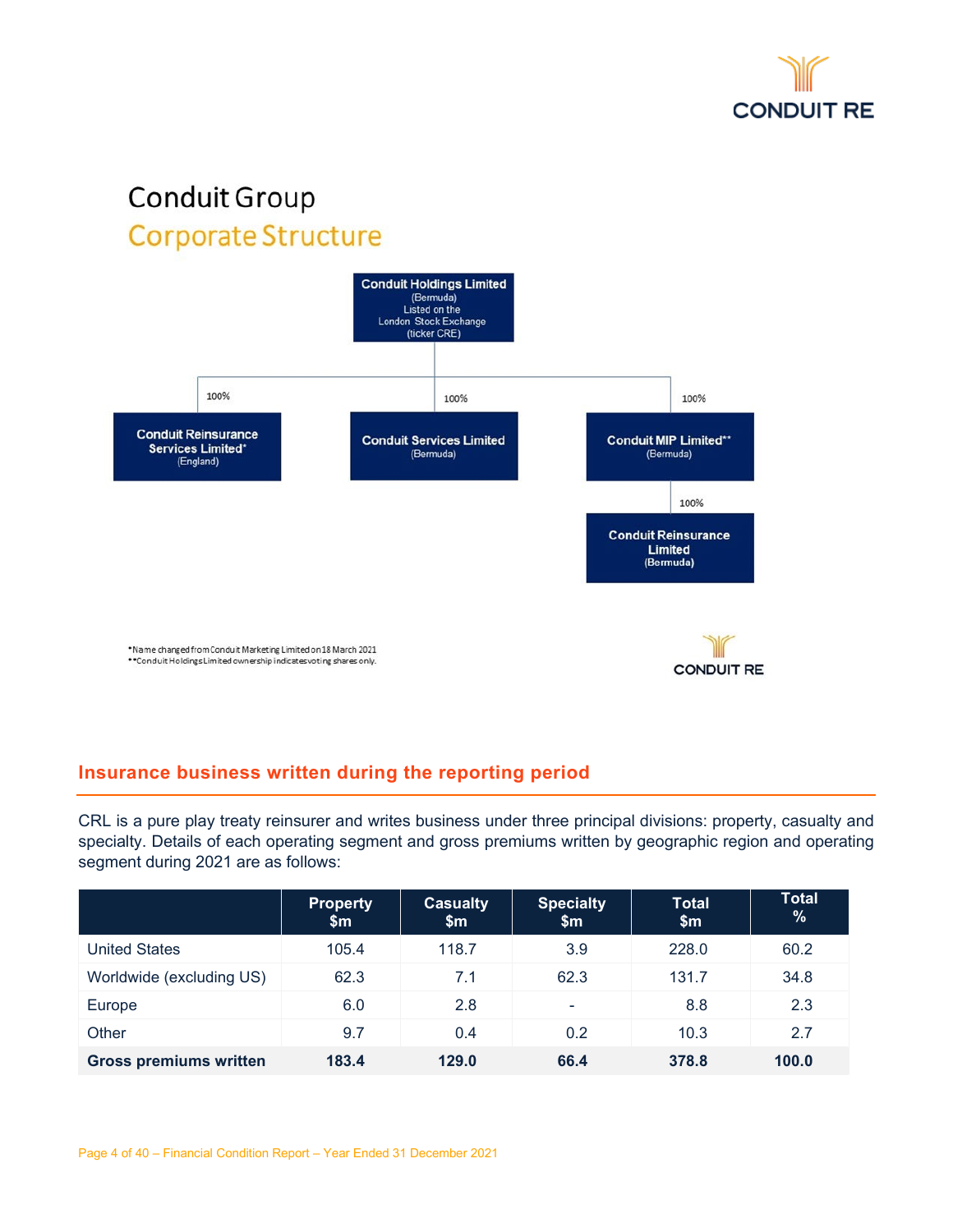# Conduit Group
## Corporate Structure

**Conduit Holdings Limited** (Bermuda) Listed on the London Stock Exchange (ticker CRE)

- 100% — **Conduit Reinsurance Services Limited*** (England)
- 100% — **Conduit Services Limited** (Bermuda)
- 100% — **Conduit MIP Limited**** (Bermuda)
  - 100% — **Conduit Reinsurance Limited** (Bermuda)

*Name changed from Conduit Marketing Limited on 18 March 2021
**Conduit Holdings Limited ownership indicates voting shares only.

## Insurance business written during the reporting period

CRL is a pure play treaty reinsurer and writes business under three principal divisions: property, casualty and specialty. Details of each operating segment and gross premiums written by geographic region and operating segment during 2021 are as follows:

| | Property $m | Casualty $m | Specialty $m | Total $m | Total % |
|---|---|---|---|---|---|
| United States | 105.4 | 118.7 | 3.9 | 228.0 | 60.2 |
| Worldwide (excluding US) | 62.3 | 7.1 | 62.3 | 131.7 | 34.8 |
| Europe | 6.0 | 2.8 | - | 8.8 | 2.3 |
| Other | 9.7 | 0.4 | 0.2 | 10.3 | 2.7 |
| **Gross premiums written** | **183.4** | **129.0** | **66.4** | **378.8** | **100.0** |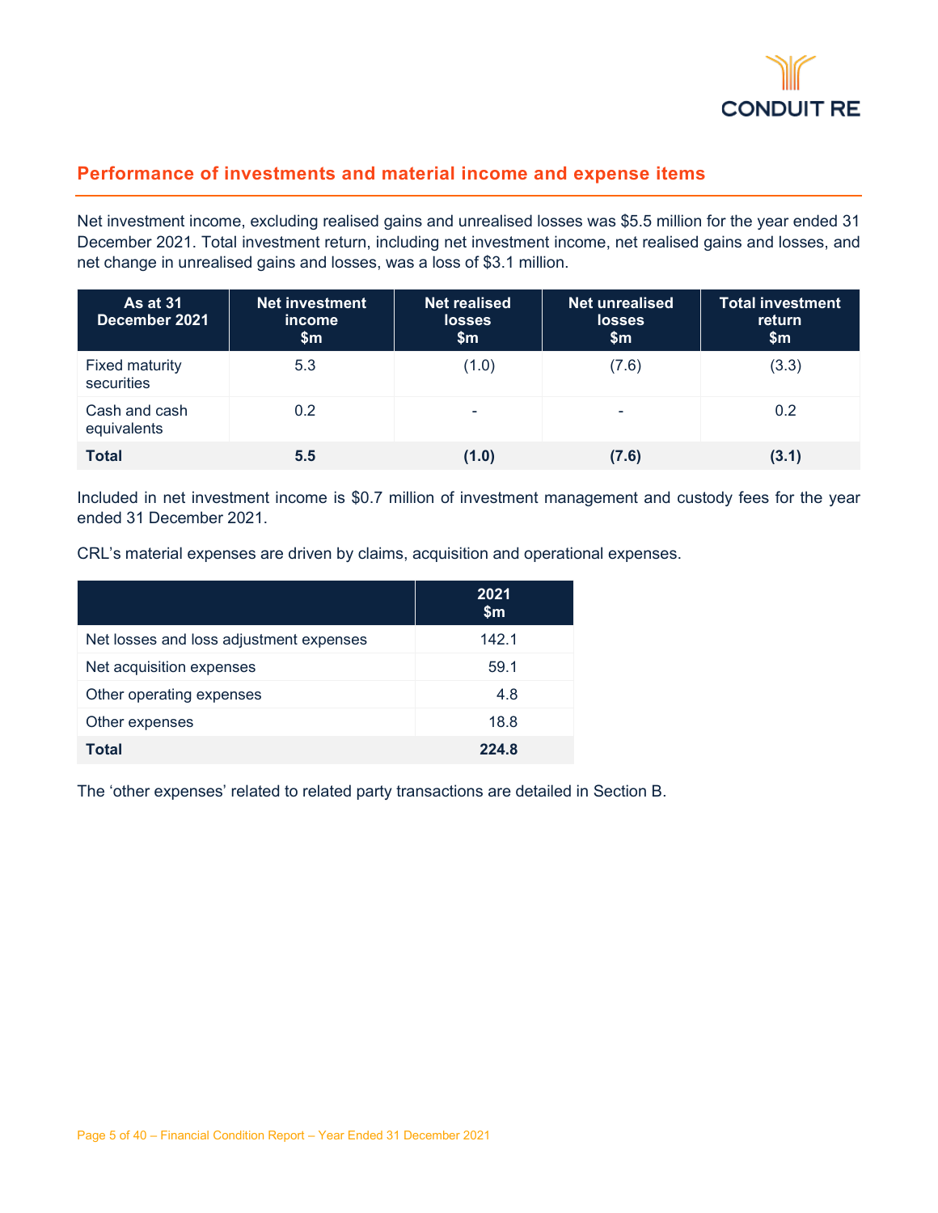## Performance of investments and material income and expense items

Net investment income, excluding realised gains and unrealised losses was $5.5 million for the year ended 31 December 2021. Total investment return, including net investment income, net realised gains and losses, and net change in unrealised gains and losses, was a loss of $3.1 million.

| As at 31 December 2021 | Net investment income $m | Net realised losses $m | Net unrealised losses $m | Total investment return $m |
|---|---|---|---|---|
| Fixed maturity securities | 5.3 | (1.0) | (7.6) | (3.3) |
| Cash and cash equivalents | 0.2 | - | - | 0.2 |
| **Total** | **5.5** | **(1.0)** | **(7.6)** | **(3.1)** |

Included in net investment income is $0.7 million of investment management and custody fees for the year ended 31 December 2021.

CRL's material expenses are driven by claims, acquisition and operational expenses.

| | 2021 $m |
|---|---|
| Net losses and loss adjustment expenses | 142.1 |
| Net acquisition expenses | 59.1 |
| Other operating expenses | 4.8 |
| Other expenses | 18.8 |
| **Total** | **224.8** |

The 'other expenses' related to related party transactions are detailed in Section B.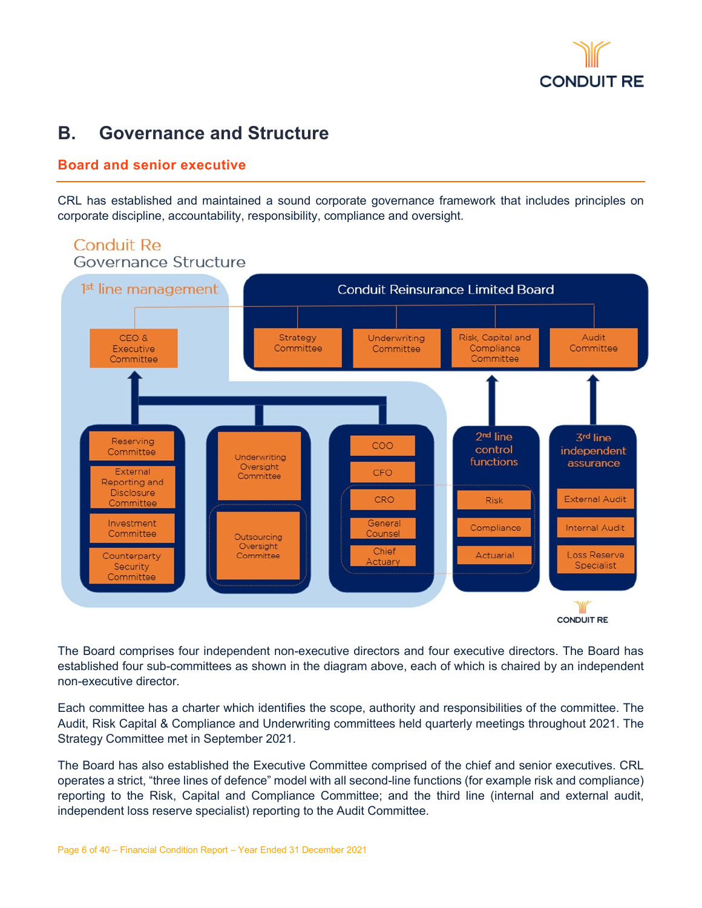# B. Governance and Structure

## Board and senior executive

CRL has established and maintained a sound corporate governance framework that includes principles on corporate discipline, accountability, responsibility, compliance and oversight.

Conduit Re
Governance Structure

1st line management

Conduit Reinsurance Limited Board

CEO & Executive Committee

Strategy Committee

Underwriting Committee

Risk, Capital and Compliance Committee

Audit Committee

Reserving Committee

External Reporting and Disclosure Committee

Investment Committee

Counterparty Security Committee

Underwriting Oversight Committee

Outsourcing Oversight Committee

COO

CFO

CRO

General Counsel

Chief Actuary

2nd line control functions

Risk

Compliance

Actuarial

3rd line independent assurance

External Audit

Internal Audit

Loss Reserve Specialist

The Board comprises four independent non-executive directors and four executive directors. The Board has established four sub-committees as shown in the diagram above, each of which is chaired by an independent non-executive director.

Each committee has a charter which identifies the scope, authority and responsibilities of the committee. The Audit, Risk Capital & Compliance and Underwriting committees held quarterly meetings throughout 2021. The Strategy Committee met in September 2021.

The Board has also established the Executive Committee comprised of the chief and senior executives. CRL operates a strict, "three lines of defence" model with all second-line functions (for example risk and compliance) reporting to the Risk, Capital and Compliance Committee; and the third line (internal and external audit, independent loss reserve specialist) reporting to the Audit Committee.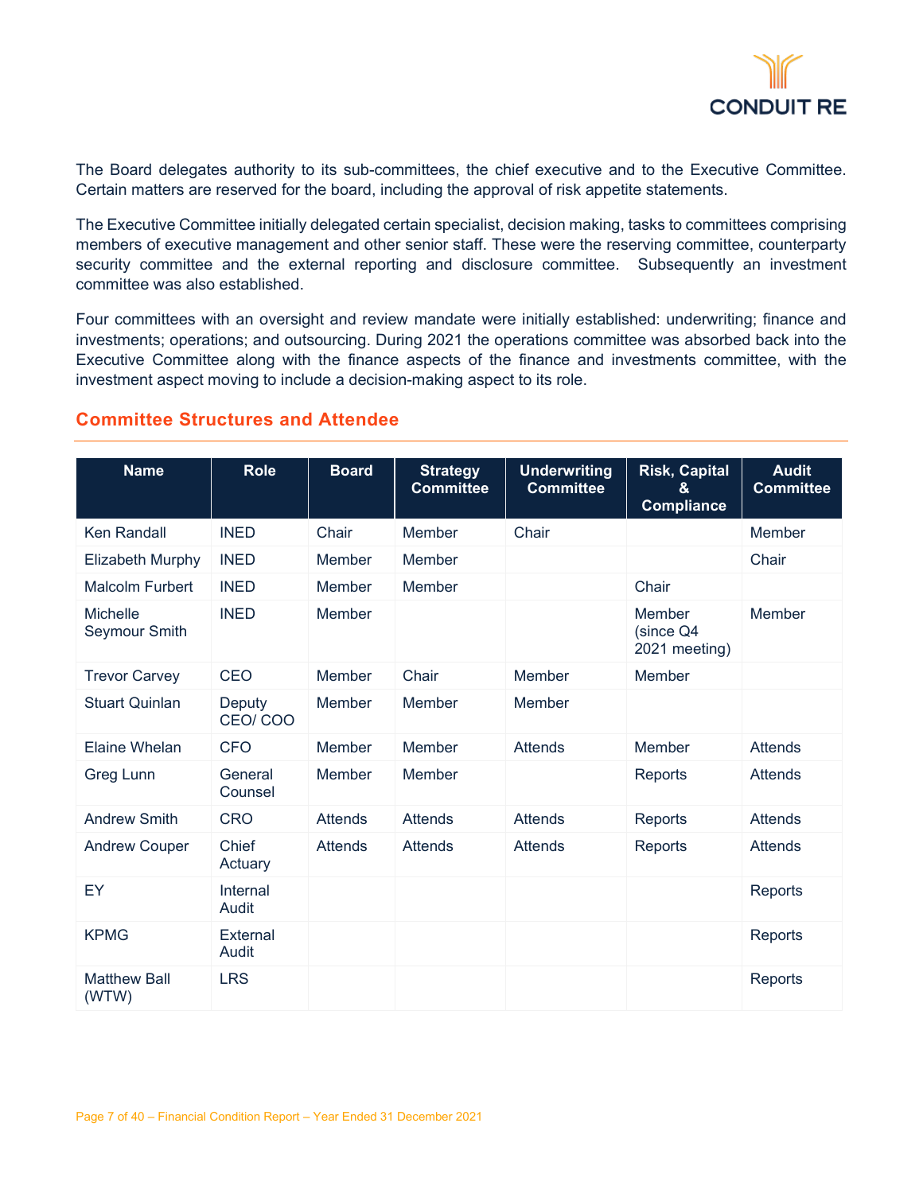The Board delegates authority to its sub-committees, the chief executive and to the Executive Committee. Certain matters are reserved for the board, including the approval of risk appetite statements.

The Executive Committee initially delegated certain specialist, decision making, tasks to committees comprising members of executive management and other senior staff. These were the reserving committee, counterparty security committee and the external reporting and disclosure committee. Subsequently an investment committee was also established.

Four committees with an oversight and review mandate were initially established: underwriting; finance and investments; operations; and outsourcing. During 2021 the operations committee was absorbed back into the Executive Committee along with the finance aspects of the finance and investments committee, with the investment aspect moving to include a decision-making aspect to its role.

## Committee Structures and Attendee

| Name | Role | Board | Strategy Committee | Underwriting Committee | Risk, Capital & Compliance | Audit Committee |
|---|---|---|---|---|---|---|
| Ken Randall | INED | Chair | Member | Chair | | Member |
| Elizabeth Murphy | INED | Member | Member | | | Chair |
| Malcolm Furbert | INED | Member | Member | | Chair | |
| Michelle Seymour Smith | INED | Member | | | Member (since Q4 2021 meeting) | Member |
| Trevor Carvey | CEO | Member | Chair | Member | Member | |
| Stuart Quinlan | Deputy CEO/ COO | Member | Member | Member | | |
| Elaine Whelan | CFO | Member | Member | Attends | Member | Attends |
| Greg Lunn | General Counsel | Member | Member | | Reports | Attends |
| Andrew Smith | CRO | Attends | Attends | Attends | Reports | Attends |
| Andrew Couper | Chief Actuary | Attends | Attends | Attends | Reports | Attends |
| EY | Internal Audit | | | | | Reports |
| KPMG | External Audit | | | | | Reports |
| Matthew Ball (WTW) | LRS | | | | | Reports |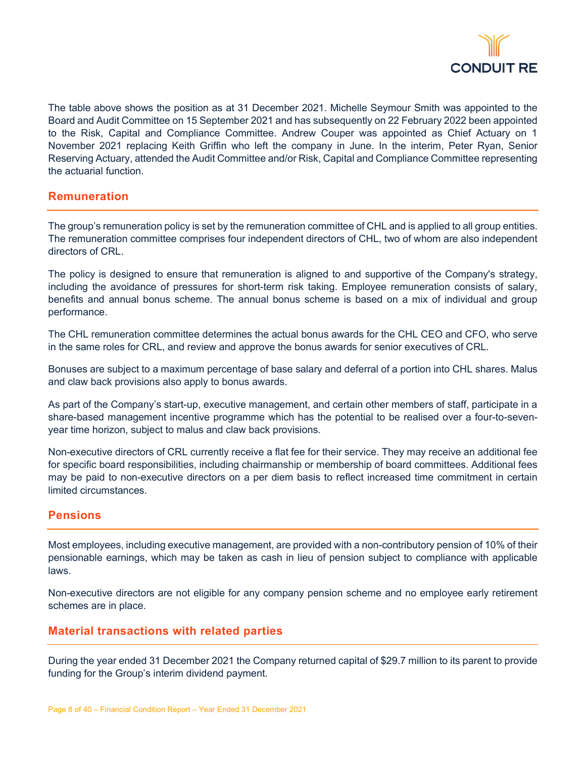The table above shows the position as at 31 December 2021. Michelle Seymour Smith was appointed to the Board and Audit Committee on 15 September 2021 and has subsequently on 22 February 2022 been appointed to the Risk, Capital and Compliance Committee. Andrew Couper was appointed as Chief Actuary on 1 November 2021 replacing Keith Griffin who left the company in June. In the interim, Peter Ryan, Senior Reserving Actuary, attended the Audit Committee and/or Risk, Capital and Compliance Committee representing the actuarial function.

## Remuneration

The group's remuneration policy is set by the remuneration committee of CHL and is applied to all group entities. The remuneration committee comprises four independent directors of CHL, two of whom are also independent directors of CRL.

The policy is designed to ensure that remuneration is aligned to and supportive of the Company's strategy, including the avoidance of pressures for short-term risk taking. Employee remuneration consists of salary, benefits and annual bonus scheme. The annual bonus scheme is based on a mix of individual and group performance.

The CHL remuneration committee determines the actual bonus awards for the CHL CEO and CFO, who serve in the same roles for CRL, and review and approve the bonus awards for senior executives of CRL.

Bonuses are subject to a maximum percentage of base salary and deferral of a portion into CHL shares. Malus and claw back provisions also apply to bonus awards.

As part of the Company's start-up, executive management, and certain other members of staff, participate in a share-based management incentive programme which has the potential to be realised over a four-to-seven-year time horizon, subject to malus and claw back provisions.

Non-executive directors of CRL currently receive a flat fee for their service. They may receive an additional fee for specific board responsibilities, including chairmanship or membership of board committees. Additional fees may be paid to non-executive directors on a per diem basis to reflect increased time commitment in certain limited circumstances.

## Pensions

Most employees, including executive management, are provided with a non-contributory pension of 10% of their pensionable earnings, which may be taken as cash in lieu of pension subject to compliance with applicable laws.

Non-executive directors are not eligible for any company pension scheme and no employee early retirement schemes are in place.

## Material transactions with related parties

During the year ended 31 December 2021 the Company returned capital of $29.7 million to its parent to provide funding for the Group's interim dividend payment.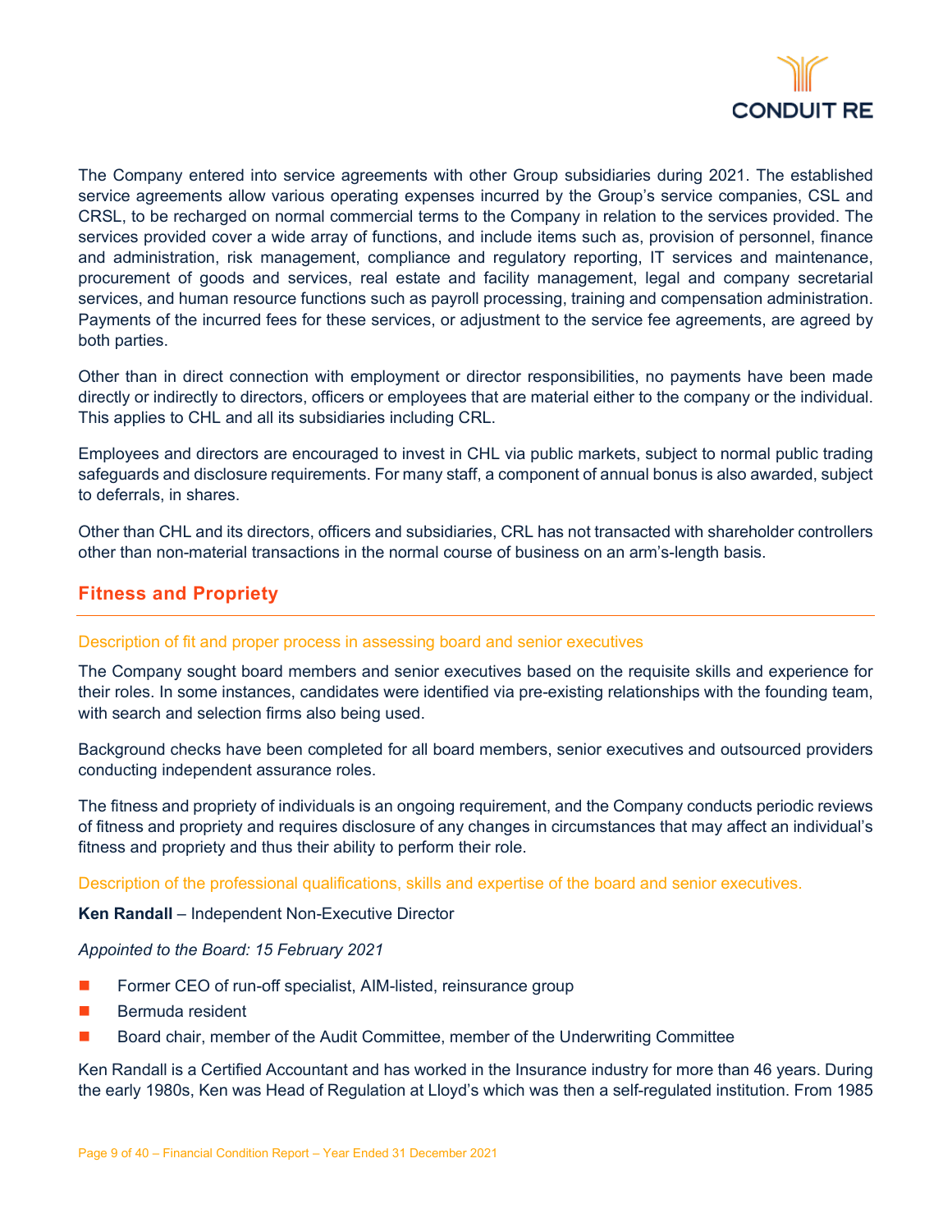The Company entered into service agreements with other Group subsidiaries during 2021. The established service agreements allow various operating expenses incurred by the Group's service companies, CSL and CRSL, to be recharged on normal commercial terms to the Company in relation to the services provided. The services provided cover a wide array of functions, and include items such as, provision of personnel, finance and administration, risk management, compliance and regulatory reporting, IT services and maintenance, procurement of goods and services, real estate and facility management, legal and company secretarial services, and human resource functions such as payroll processing, training and compensation administration. Payments of the incurred fees for these services, or adjustment to the service fee agreements, are agreed by both parties.

Other than in direct connection with employment or director responsibilities, no payments have been made directly or indirectly to directors, officers or employees that are material either to the company or the individual. This applies to CHL and all its subsidiaries including CRL.

Employees and directors are encouraged to invest in CHL via public markets, subject to normal public trading safeguards and disclosure requirements. For many staff, a component of annual bonus is also awarded, subject to deferrals, in shares.

Other than CHL and its directors, officers and subsidiaries, CRL has not transacted with shareholder controllers other than non-material transactions in the normal course of business on an arm's-length basis.

## Fitness and Propriety

### Description of fit and proper process in assessing board and senior executives

The Company sought board members and senior executives based on the requisite skills and experience for their roles. In some instances, candidates were identified via pre-existing relationships with the founding team, with search and selection firms also being used.

Background checks have been completed for all board members, senior executives and outsourced providers conducting independent assurance roles.

The fitness and propriety of individuals is an ongoing requirement, and the Company conducts periodic reviews of fitness and propriety and requires disclosure of any changes in circumstances that may affect an individual's fitness and propriety and thus their ability to perform their role.

### Description of the professional qualifications, skills and expertise of the board and senior executives.

**Ken Randall** – Independent Non-Executive Director

*Appointed to the Board: 15 February 2021*

- Former CEO of run-off specialist, AIM-listed, reinsurance group
- Bermuda resident
- Board chair, member of the Audit Committee, member of the Underwriting Committee

Ken Randall is a Certified Accountant and has worked in the Insurance industry for more than 46 years. During the early 1980s, Ken was Head of Regulation at Lloyd's which was then a self-regulated institution. From 1985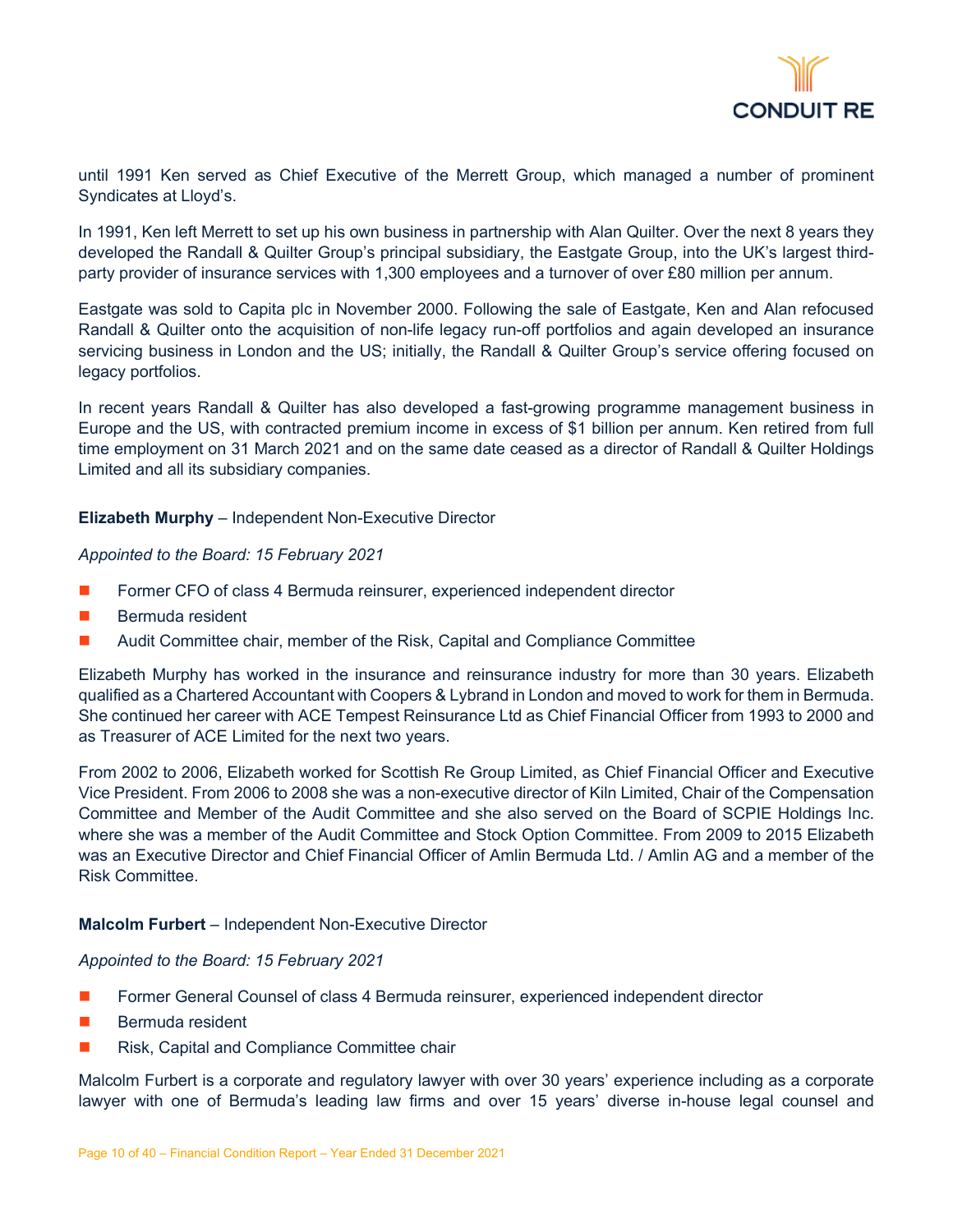until 1991 Ken served as Chief Executive of the Merrett Group, which managed a number of prominent Syndicates at Lloyd's.

In 1991, Ken left Merrett to set up his own business in partnership with Alan Quilter. Over the next 8 years they developed the Randall & Quilter Group's principal subsidiary, the Eastgate Group, into the UK's largest third-party provider of insurance services with 1,300 employees and a turnover of over £80 million per annum.

Eastgate was sold to Capita plc in November 2000. Following the sale of Eastgate, Ken and Alan refocused Randall & Quilter onto the acquisition of non-life legacy run-off portfolios and again developed an insurance servicing business in London and the US; initially, the Randall & Quilter Group's service offering focused on legacy portfolios.

In recent years Randall & Quilter has also developed a fast-growing programme management business in Europe and the US, with contracted premium income in excess of $1 billion per annum. Ken retired from full time employment on 31 March 2021 and on the same date ceased as a director of Randall & Quilter Holdings Limited and all its subsidiary companies.

**Elizabeth Murphy** – Independent Non-Executive Director

*Appointed to the Board: 15 February 2021*

- Former CFO of class 4 Bermuda reinsurer, experienced independent director
- Bermuda resident
- Audit Committee chair, member of the Risk, Capital and Compliance Committee

Elizabeth Murphy has worked in the insurance and reinsurance industry for more than 30 years. Elizabeth qualified as a Chartered Accountant with Coopers & Lybrand in London and moved to work for them in Bermuda. She continued her career with ACE Tempest Reinsurance Ltd as Chief Financial Officer from 1993 to 2000 and as Treasurer of ACE Limited for the next two years.

From 2002 to 2006, Elizabeth worked for Scottish Re Group Limited, as Chief Financial Officer and Executive Vice President. From 2006 to 2008 she was a non-executive director of Kiln Limited, Chair of the Compensation Committee and Member of the Audit Committee and she also served on the Board of SCPIE Holdings Inc. where she was a member of the Audit Committee and Stock Option Committee. From 2009 to 2015 Elizabeth was an Executive Director and Chief Financial Officer of Amlin Bermuda Ltd. / Amlin AG and a member of the Risk Committee.

**Malcolm Furbert** – Independent Non-Executive Director

*Appointed to the Board: 15 February 2021*

- Former General Counsel of class 4 Bermuda reinsurer, experienced independent director
- Bermuda resident
- Risk, Capital and Compliance Committee chair

Malcolm Furbert is a corporate and regulatory lawyer with over 30 years' experience including as a corporate lawyer with one of Bermuda's leading law firms and over 15 years' diverse in-house legal counsel and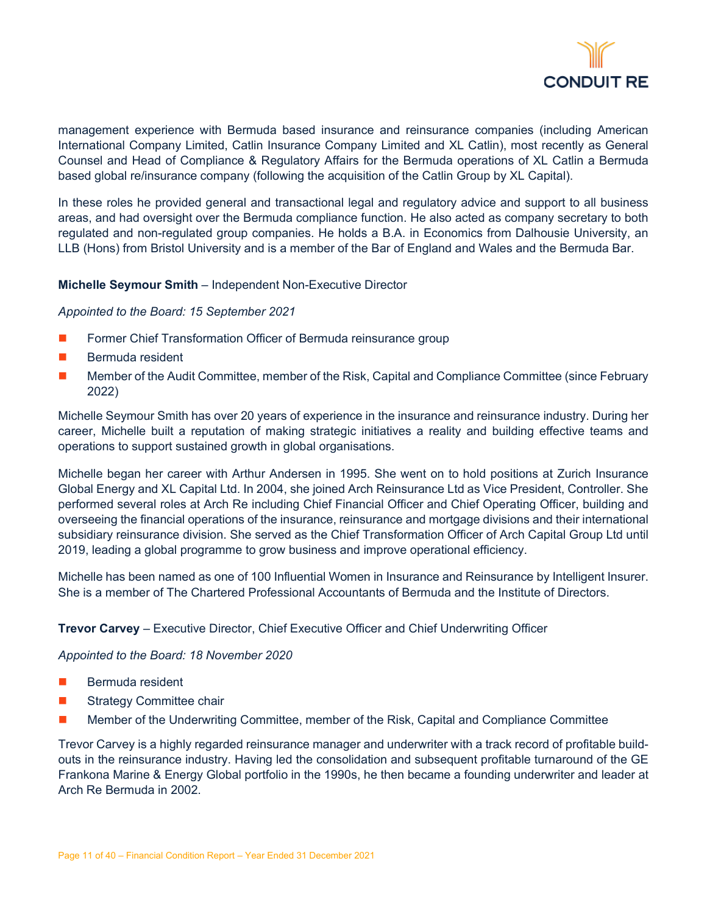management experience with Bermuda based insurance and reinsurance companies (including American International Company Limited, Catlin Insurance Company Limited and XL Catlin), most recently as General Counsel and Head of Compliance & Regulatory Affairs for the Bermuda operations of XL Catlin a Bermuda based global re/insurance company (following the acquisition of the Catlin Group by XL Capital).

In these roles he provided general and transactional legal and regulatory advice and support to all business areas, and had oversight over the Bermuda compliance function. He also acted as company secretary to both regulated and non-regulated group companies. He holds a B.A. in Economics from Dalhousie University, an LLB (Hons) from Bristol University and is a member of the Bar of England and Wales and the Bermuda Bar.

**Michelle Seymour Smith** – Independent Non-Executive Director

*Appointed to the Board: 15 September 2021*

- Former Chief Transformation Officer of Bermuda reinsurance group
- Bermuda resident
- Member of the Audit Committee, member of the Risk, Capital and Compliance Committee (since February 2022)

Michelle Seymour Smith has over 20 years of experience in the insurance and reinsurance industry. During her career, Michelle built a reputation of making strategic initiatives a reality and building effective teams and operations to support sustained growth in global organisations.

Michelle began her career with Arthur Andersen in 1995. She went on to hold positions at Zurich Insurance Global Energy and XL Capital Ltd. In 2004, she joined Arch Reinsurance Ltd as Vice President, Controller. She performed several roles at Arch Re including Chief Financial Officer and Chief Operating Officer, building and overseeing the financial operations of the insurance, reinsurance and mortgage divisions and their international subsidiary reinsurance division. She served as the Chief Transformation Officer of Arch Capital Group Ltd until 2019, leading a global programme to grow business and improve operational efficiency.

Michelle has been named as one of 100 Influential Women in Insurance and Reinsurance by Intelligent Insurer. She is a member of The Chartered Professional Accountants of Bermuda and the Institute of Directors.

**Trevor Carvey** – Executive Director, Chief Executive Officer and Chief Underwriting Officer

*Appointed to the Board: 18 November 2020*

- Bermuda resident
- Strategy Committee chair
- Member of the Underwriting Committee, member of the Risk, Capital and Compliance Committee

Trevor Carvey is a highly regarded reinsurance manager and underwriter with a track record of profitable build-outs in the reinsurance industry. Having led the consolidation and subsequent profitable turnaround of the GE Frankona Marine & Energy Global portfolio in the 1990s, he then became a founding underwriter and leader at Arch Re Bermuda in 2002.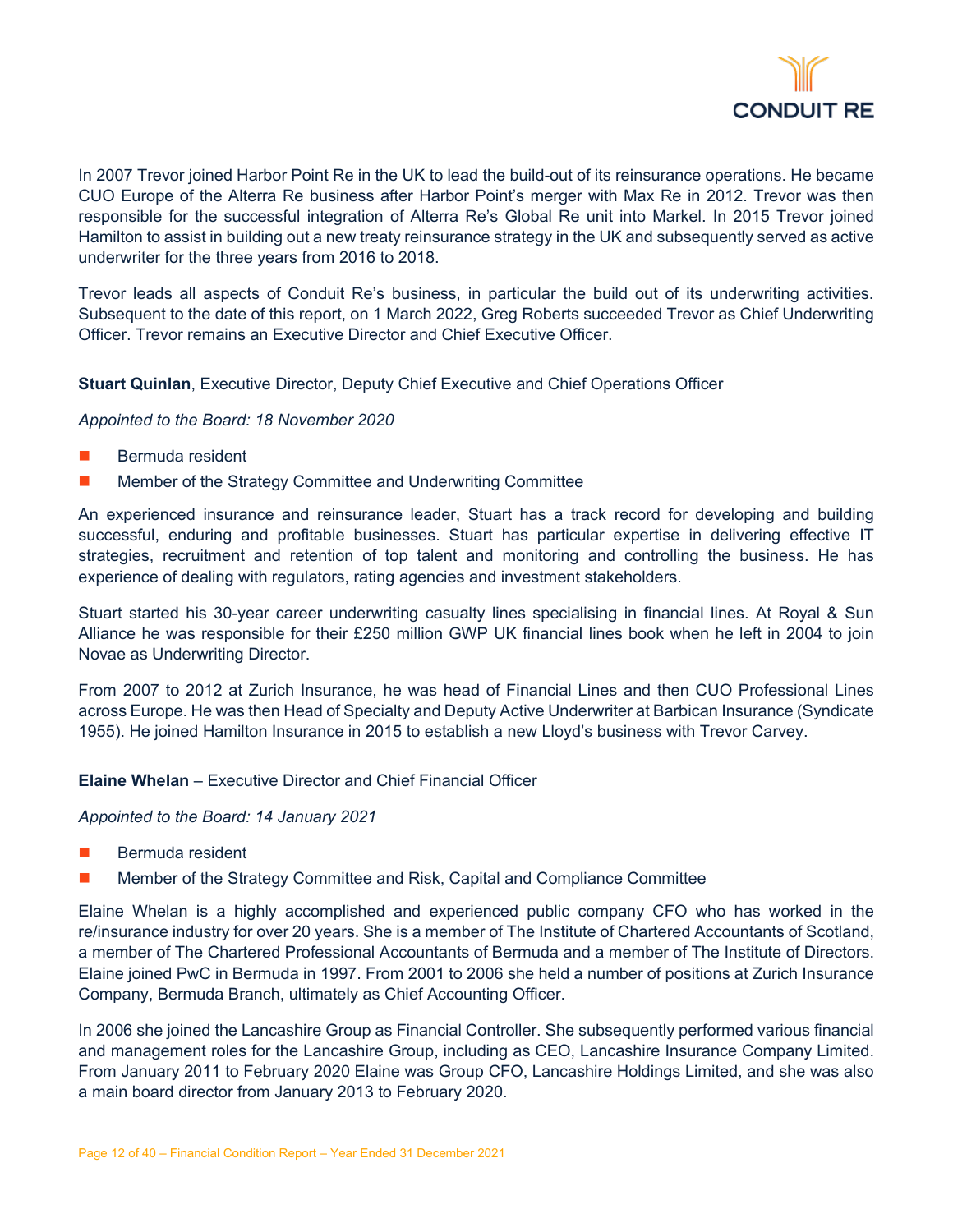In 2007 Trevor joined Harbor Point Re in the UK to lead the build-out of its reinsurance operations. He became CUO Europe of the Alterra Re business after Harbor Point's merger with Max Re in 2012. Trevor was then responsible for the successful integration of Alterra Re's Global Re unit into Markel. In 2015 Trevor joined Hamilton to assist in building out a new treaty reinsurance strategy in the UK and subsequently served as active underwriter for the three years from 2016 to 2018.

Trevor leads all aspects of Conduit Re's business, in particular the build out of its underwriting activities. Subsequent to the date of this report, on 1 March 2022, Greg Roberts succeeded Trevor as Chief Underwriting Officer. Trevor remains an Executive Director and Chief Executive Officer.

**Stuart Quinlan**, Executive Director, Deputy Chief Executive and Chief Operations Officer

*Appointed to the Board: 18 November 2020*

- Bermuda resident
- Member of the Strategy Committee and Underwriting Committee

An experienced insurance and reinsurance leader, Stuart has a track record for developing and building successful, enduring and profitable businesses. Stuart has particular expertise in delivering effective IT strategies, recruitment and retention of top talent and monitoring and controlling the business. He has experience of dealing with regulators, rating agencies and investment stakeholders.

Stuart started his 30-year career underwriting casualty lines specialising in financial lines. At Royal & Sun Alliance he was responsible for their £250 million GWP UK financial lines book when he left in 2004 to join Novae as Underwriting Director.

From 2007 to 2012 at Zurich Insurance, he was head of Financial Lines and then CUO Professional Lines across Europe. He was then Head of Specialty and Deputy Active Underwriter at Barbican Insurance (Syndicate 1955). He joined Hamilton Insurance in 2015 to establish a new Lloyd's business with Trevor Carvey.

**Elaine Whelan** – Executive Director and Chief Financial Officer

*Appointed to the Board: 14 January 2021*

- Bermuda resident
- Member of the Strategy Committee and Risk, Capital and Compliance Committee

Elaine Whelan is a highly accomplished and experienced public company CFO who has worked in the re/insurance industry for over 20 years. She is a member of The Institute of Chartered Accountants of Scotland, a member of The Chartered Professional Accountants of Bermuda and a member of The Institute of Directors. Elaine joined PwC in Bermuda in 1997. From 2001 to 2006 she held a number of positions at Zurich Insurance Company, Bermuda Branch, ultimately as Chief Accounting Officer.

In 2006 she joined the Lancashire Group as Financial Controller. She subsequently performed various financial and management roles for the Lancashire Group, including as CEO, Lancashire Insurance Company Limited. From January 2011 to February 2020 Elaine was Group CFO, Lancashire Holdings Limited, and she was also a main board director from January 2013 to February 2020.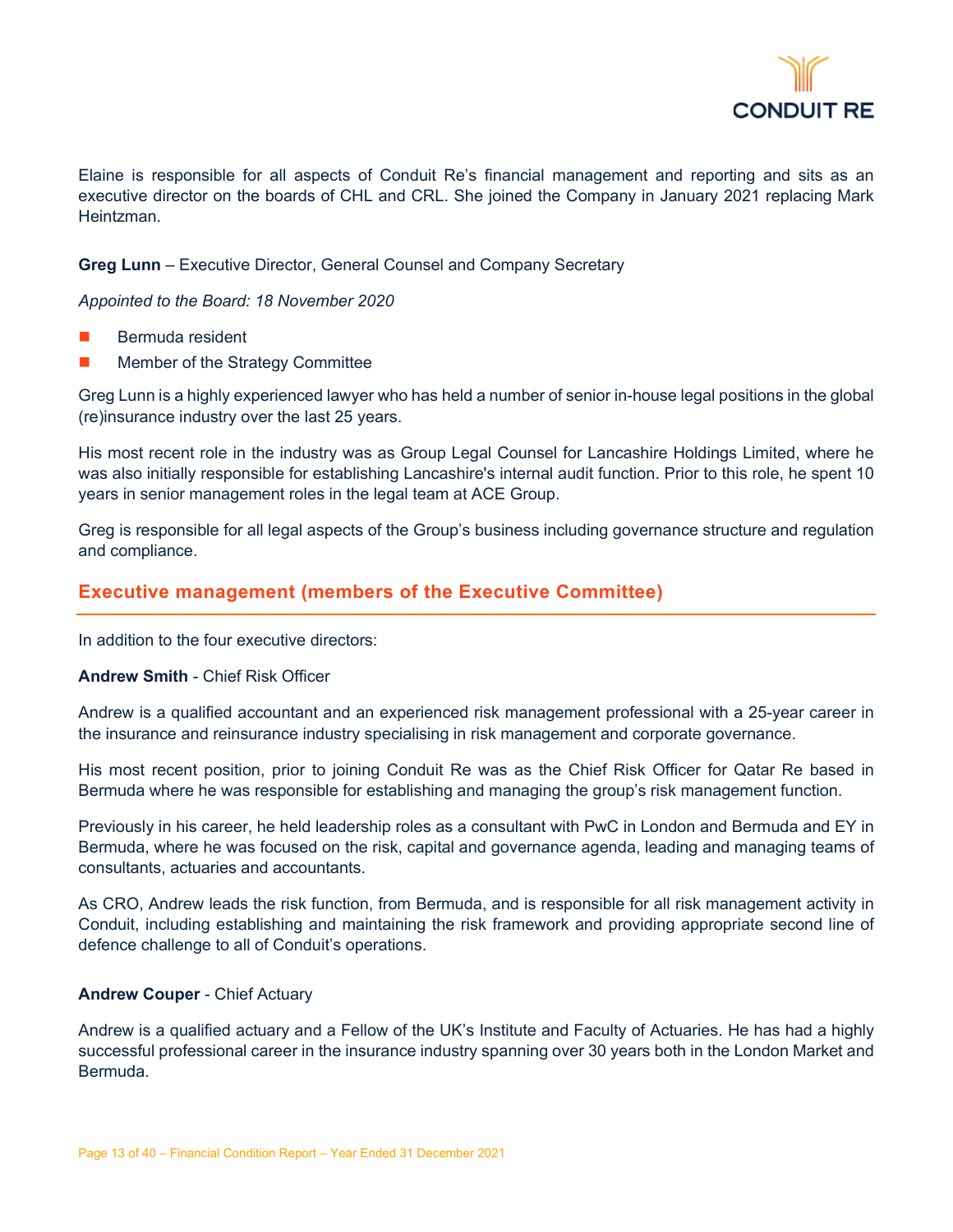Elaine is responsible for all aspects of Conduit Re's financial management and reporting and sits as an executive director on the boards of CHL and CRL. She joined the Company in January 2021 replacing Mark Heintzman.

**Greg Lunn** – Executive Director, General Counsel and Company Secretary

*Appointed to the Board: 18 November 2020*

- Bermuda resident
- Member of the Strategy Committee

Greg Lunn is a highly experienced lawyer who has held a number of senior in-house legal positions in the global (re)insurance industry over the last 25 years.

His most recent role in the industry was as Group Legal Counsel for Lancashire Holdings Limited, where he was also initially responsible for establishing Lancashire's internal audit function. Prior to this role, he spent 10 years in senior management roles in the legal team at ACE Group.

Greg is responsible for all legal aspects of the Group's business including governance structure and regulation and compliance.

## Executive management (members of the Executive Committee)

In addition to the four executive directors:

**Andrew Smith** - Chief Risk Officer

Andrew is a qualified accountant and an experienced risk management professional with a 25-year career in the insurance and reinsurance industry specialising in risk management and corporate governance.

His most recent position, prior to joining Conduit Re was as the Chief Risk Officer for Qatar Re based in Bermuda where he was responsible for establishing and managing the group's risk management function.

Previously in his career, he held leadership roles as a consultant with PwC in London and Bermuda and EY in Bermuda, where he was focused on the risk, capital and governance agenda, leading and managing teams of consultants, actuaries and accountants.

As CRO, Andrew leads the risk function, from Bermuda, and is responsible for all risk management activity in Conduit, including establishing and maintaining the risk framework and providing appropriate second line of defence challenge to all of Conduit's operations.

**Andrew Couper** - Chief Actuary

Andrew is a qualified actuary and a Fellow of the UK's Institute and Faculty of Actuaries. He has had a highly successful professional career in the insurance industry spanning over 30 years both in the London Market and Bermuda.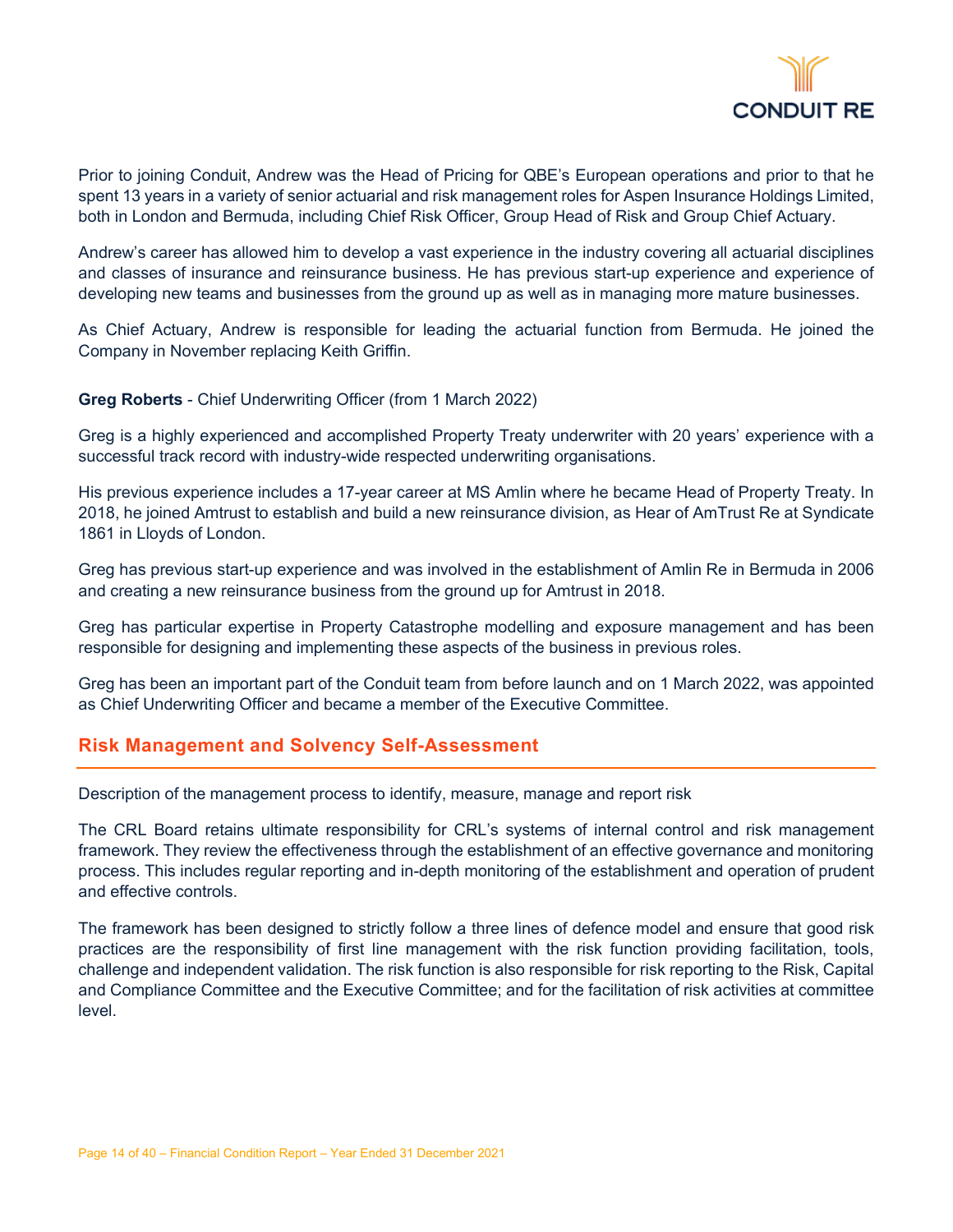Prior to joining Conduit, Andrew was the Head of Pricing for QBE's European operations and prior to that he spent 13 years in a variety of senior actuarial and risk management roles for Aspen Insurance Holdings Limited, both in London and Bermuda, including Chief Risk Officer, Group Head of Risk and Group Chief Actuary.

Andrew's career has allowed him to develop a vast experience in the industry covering all actuarial disciplines and classes of insurance and reinsurance business. He has previous start-up experience and experience of developing new teams and businesses from the ground up as well as in managing more mature businesses.

As Chief Actuary, Andrew is responsible for leading the actuarial function from Bermuda. He joined the Company in November replacing Keith Griffin.

**Greg Roberts** - Chief Underwriting Officer (from 1 March 2022)

Greg is a highly experienced and accomplished Property Treaty underwriter with 20 years' experience with a successful track record with industry-wide respected underwriting organisations.

His previous experience includes a 17-year career at MS Amlin where he became Head of Property Treaty. In 2018, he joined Amtrust to establish and build a new reinsurance division, as Hear of AmTrust Re at Syndicate 1861 in Lloyds of London.

Greg has previous start-up experience and was involved in the establishment of Amlin Re in Bermuda in 2006 and creating a new reinsurance business from the ground up for Amtrust in 2018.

Greg has particular expertise in Property Catastrophe modelling and exposure management and has been responsible for designing and implementing these aspects of the business in previous roles.

Greg has been an important part of the Conduit team from before launch and on 1 March 2022, was appointed as Chief Underwriting Officer and became a member of the Executive Committee.

## Risk Management and Solvency Self-Assessment

Description of the management process to identify, measure, manage and report risk

The CRL Board retains ultimate responsibility for CRL's systems of internal control and risk management framework. They review the effectiveness through the establishment of an effective governance and monitoring process. This includes regular reporting and in-depth monitoring of the establishment and operation of prudent and effective controls.

The framework has been designed to strictly follow a three lines of defence model and ensure that good risk practices are the responsibility of first line management with the risk function providing facilitation, tools, challenge and independent validation. The risk function is also responsible for risk reporting to the Risk, Capital and Compliance Committee and the Executive Committee; and for the facilitation of risk activities at committee level.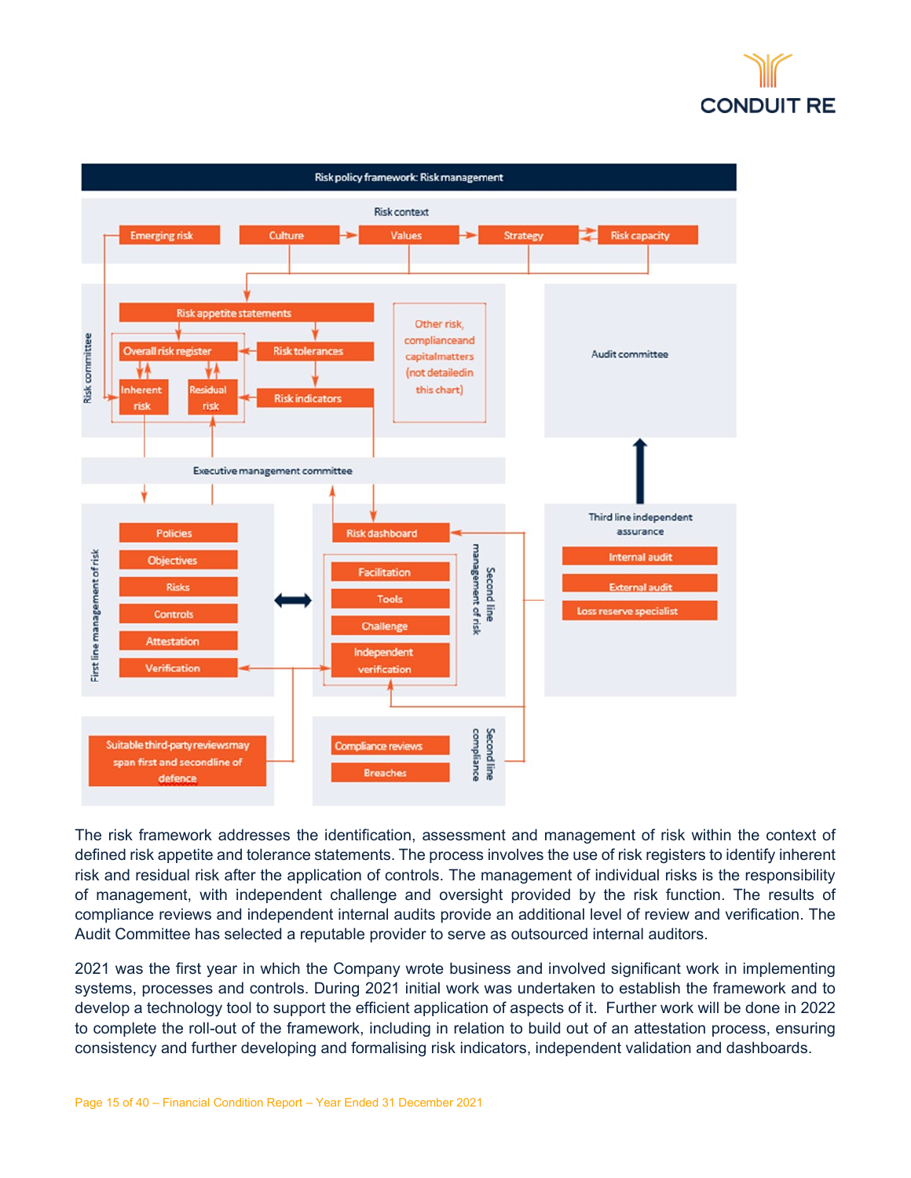**Risk policy framework: Risk management**

**Risk context**

Emerging risk → Culture → Values → Strategy ⇄ Risk capacity

**Risk committee**

- Risk appetite statements
- Overall risk register
- Risk tolerances
- Inherent risk
- Residual risk
- Risk indicators

Other risk, compliance and capital matters (not detailed in this chart)

**Audit committee**

**Executive management committee**

**First line management of risk**

- Policies
- Objectives
- Risks
- Controls
- Attestation
- Verification

**Second line management of risk**

- Risk dashboard
- Facilitation
- Tools
- Challenge
- Independent verification

**Third line independent assurance**

- Internal audit
- External audit
- Loss reserve specialist

Suitable third-party reviews may span first and second line of defence

**Second line compliance**

- Compliance reviews
- Breaches

The risk framework addresses the identification, assessment and management of risk within the context of defined risk appetite and tolerance statements. The process involves the use of risk registers to identify inherent risk and residual risk after the application of controls. The management of individual risks is the responsibility of management, with independent challenge and oversight provided by the risk function. The results of compliance reviews and independent internal audits provide an additional level of review and verification. The Audit Committee has selected a reputable provider to serve as outsourced internal auditors.

2021 was the first year in which the Company wrote business and involved significant work in implementing systems, processes and controls. During 2021 initial work was undertaken to establish the framework and to develop a technology tool to support the efficient application of aspects of it. Further work will be done in 2022 to complete the roll-out of the framework, including in relation to build out of an attestation process, ensuring consistency and further developing and formalising risk indicators, independent validation and dashboards.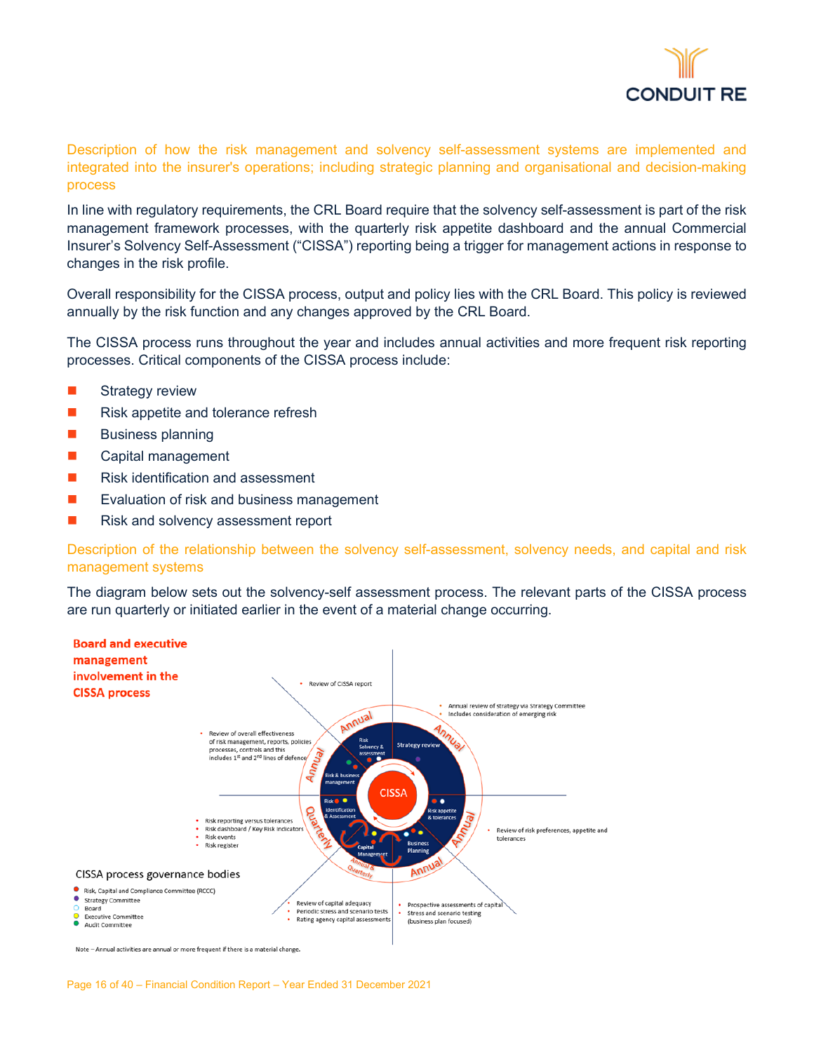## Description of how the risk management and solvency self-assessment systems are implemented and integrated into the insurer's operations; including strategic planning and organisational and decision-making process

In line with regulatory requirements, the CRL Board require that the solvency self-assessment is part of the risk management framework processes, with the quarterly risk appetite dashboard and the annual Commercial Insurer's Solvency Self-Assessment ("CISSA") reporting being a trigger for management actions in response to changes in the risk profile.

Overall responsibility for the CISSA process, output and policy lies with the CRL Board. This policy is reviewed annually by the risk function and any changes approved by the CRL Board.

The CISSA process runs throughout the year and includes annual activities and more frequent risk reporting processes. Critical components of the CISSA process include:

- Strategy review
- Risk appetite and tolerance refresh
- Business planning
- Capital management
- Risk identification and assessment
- Evaluation of risk and business management
- Risk and solvency assessment report

## Description of the relationship between the solvency self-assessment, solvency needs, and capital and risk management systems

The diagram below sets out the solvency-self assessment process. The relevant parts of the CISSA process are run quarterly or initiated earlier in the event of a material change occurring.

**Board and executive management involvement in the CISSA process**

CISSA

- Risk Solvency & assessment (Annual)
  - Review of CISSA report
- Strategy review (Annual)
  - Annual review of strategy via Strategy Committee
  - Includes consideration of emerging risk
- Risk appetite & tolerances (Annual)
  - Review of risk preferences, appetite and tolerances
- Business Planning (Annual)
  - Prospective assessments of capital
  - Stress and scenario testing (business plan focused)
- Capital Management (Annual & Quarterly)
  - Review of capital adequacy
  - Periodic stress and scenario tests
  - Rating agency capital assessments
- Risk identification & Assessment (Quarterly)
  - Risk reporting versus tolerances
  - Risk dashboard / Key Risk Indicators
  - Risk events
  - Risk register
- Risk & business management (Annual)
  - Review of overall effectiveness of risk management, reports, policies processes, controls and this includes 1st and 2nd lines of defence

CISSA process governance bodies

- Risk, Capital and Compliance Committee (RCCC)
- Strategy Committee
- Board
- Executive Committee
- Audit Committee

Note – Annual activities are annual or more frequent if there is a material change.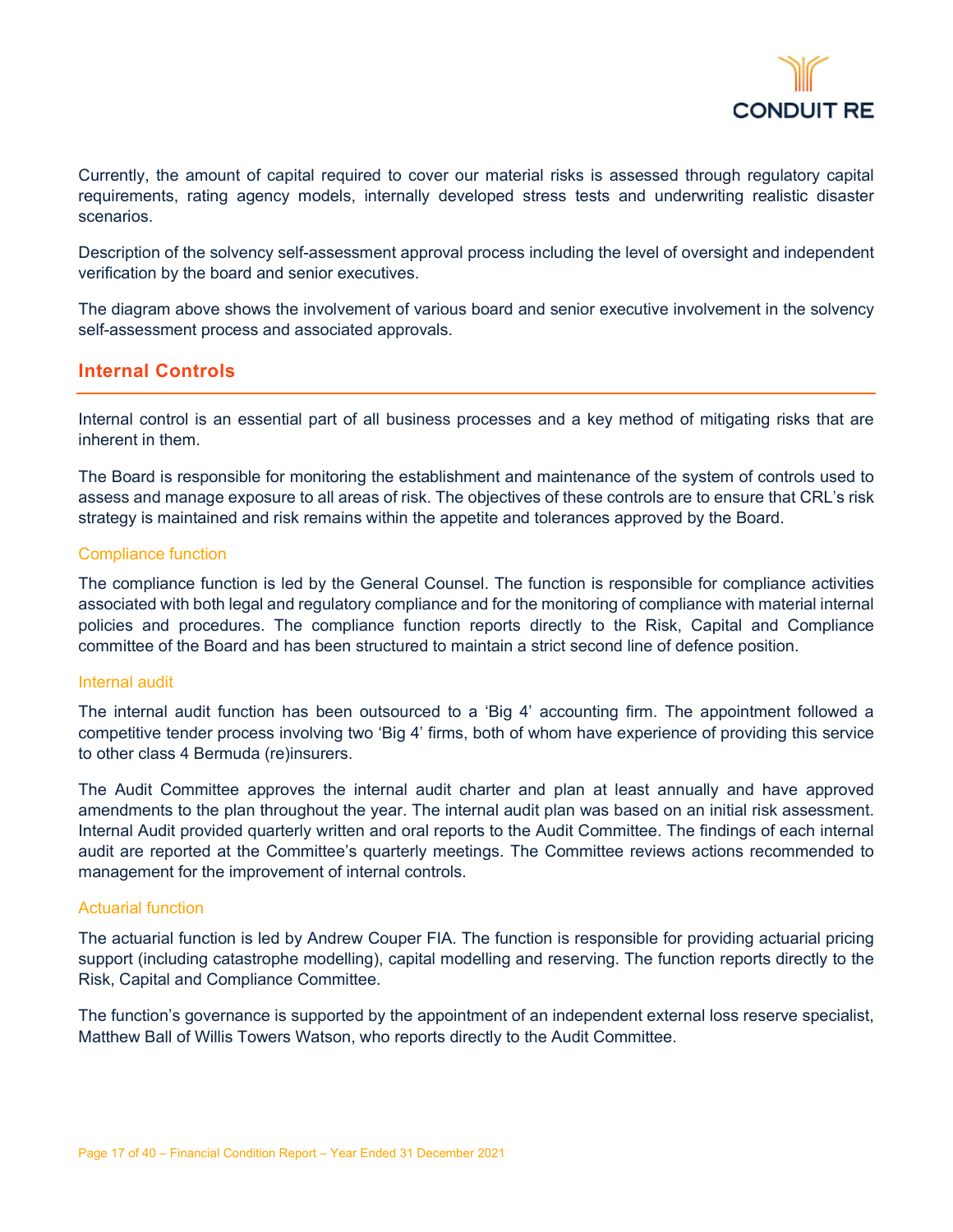Currently, the amount of capital required to cover our material risks is assessed through regulatory capital requirements, rating agency models, internally developed stress tests and underwriting realistic disaster scenarios.

Description of the solvency self-assessment approval process including the level of oversight and independent verification by the board and senior executives.

The diagram above shows the involvement of various board and senior executive involvement in the solvency self-assessment process and associated approvals.

## Internal Controls

Internal control is an essential part of all business processes and a key method of mitigating risks that are inherent in them.

The Board is responsible for monitoring the establishment and maintenance of the system of controls used to assess and manage exposure to all areas of risk. The objectives of these controls are to ensure that CRL's risk strategy is maintained and risk remains within the appetite and tolerances approved by the Board.

### Compliance function

The compliance function is led by the General Counsel. The function is responsible for compliance activities associated with both legal and regulatory compliance and for the monitoring of compliance with material internal policies and procedures. The compliance function reports directly to the Risk, Capital and Compliance committee of the Board and has been structured to maintain a strict second line of defence position.

### Internal audit

The internal audit function has been outsourced to a 'Big 4' accounting firm. The appointment followed a competitive tender process involving two 'Big 4' firms, both of whom have experience of providing this service to other class 4 Bermuda (re)insurers.

The Audit Committee approves the internal audit charter and plan at least annually and have approved amendments to the plan throughout the year. The internal audit plan was based on an initial risk assessment. Internal Audit provided quarterly written and oral reports to the Audit Committee. The findings of each internal audit are reported at the Committee's quarterly meetings. The Committee reviews actions recommended to management for the improvement of internal controls.

### Actuarial function

The actuarial function is led by Andrew Couper FIA. The function is responsible for providing actuarial pricing support (including catastrophe modelling), capital modelling and reserving. The function reports directly to the Risk, Capital and Compliance Committee.

The function's governance is supported by the appointment of an independent external loss reserve specialist, Matthew Ball of Willis Towers Watson, who reports directly to the Audit Committee.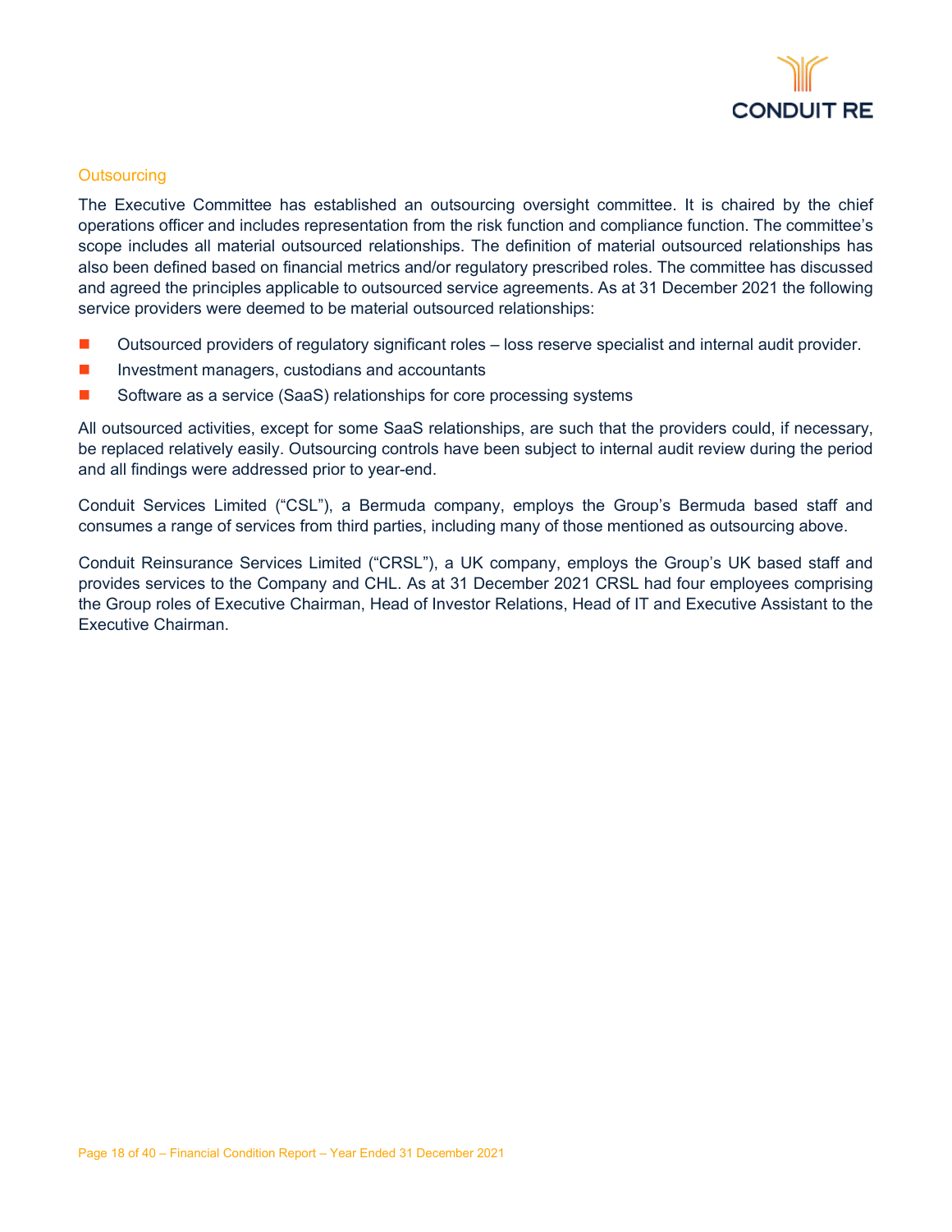### Outsourcing

The Executive Committee has established an outsourcing oversight committee. It is chaired by the chief operations officer and includes representation from the risk function and compliance function. The committee's scope includes all material outsourced relationships. The definition of material outsourced relationships has also been defined based on financial metrics and/or regulatory prescribed roles. The committee has discussed and agreed the principles applicable to outsourced service agreements. As at 31 December 2021 the following service providers were deemed to be material outsourced relationships:

- Outsourced providers of regulatory significant roles – loss reserve specialist and internal audit provider.
- Investment managers, custodians and accountants
- Software as a service (SaaS) relationships for core processing systems

All outsourced activities, except for some SaaS relationships, are such that the providers could, if necessary, be replaced relatively easily. Outsourcing controls have been subject to internal audit review during the period and all findings were addressed prior to year-end.

Conduit Services Limited ("CSL"), a Bermuda company, employs the Group's Bermuda based staff and consumes a range of services from third parties, including many of those mentioned as outsourcing above.

Conduit Reinsurance Services Limited ("CRSL"), a UK company, employs the Group's UK based staff and provides services to the Company and CHL. As at 31 December 2021 CRSL had four employees comprising the Group roles of Executive Chairman, Head of Investor Relations, Head of IT and Executive Assistant to the Executive Chairman.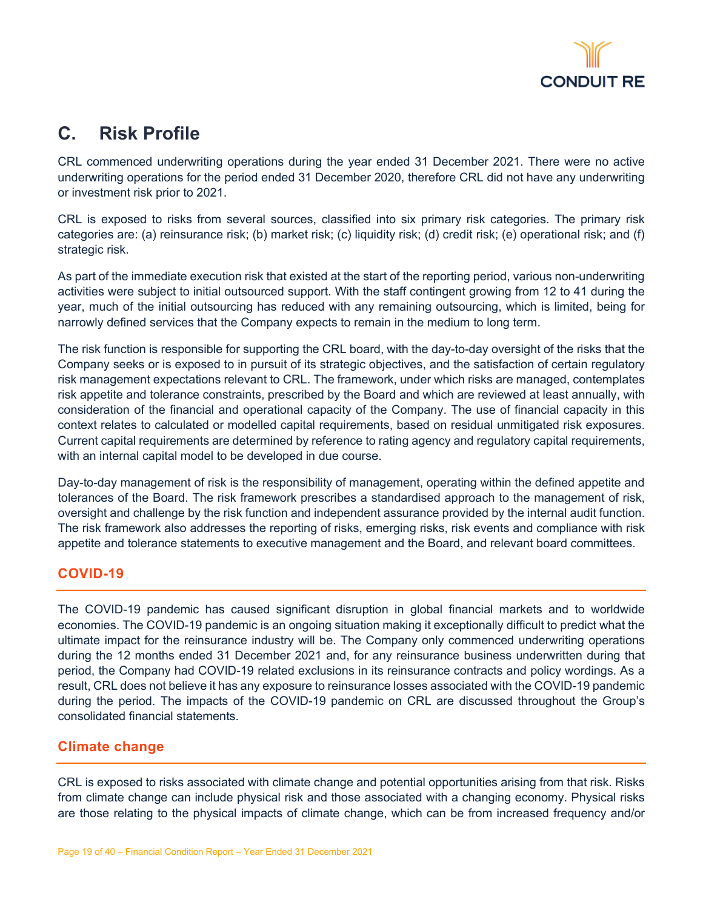# C. Risk Profile

CRL commenced underwriting operations during the year ended 31 December 2021. There were no active underwriting operations for the period ended 31 December 2020, therefore CRL did not have any underwriting or investment risk prior to 2021.

CRL is exposed to risks from several sources, classified into six primary risk categories. The primary risk categories are: (a) reinsurance risk; (b) market risk; (c) liquidity risk; (d) credit risk; (e) operational risk; and (f) strategic risk.

As part of the immediate execution risk that existed at the start of the reporting period, various non-underwriting activities were subject to initial outsourced support. With the staff contingent growing from 12 to 41 during the year, much of the initial outsourcing has reduced with any remaining outsourcing, which is limited, being for narrowly defined services that the Company expects to remain in the medium to long term.

The risk function is responsible for supporting the CRL board, with the day-to-day oversight of the risks that the Company seeks or is exposed to in pursuit of its strategic objectives, and the satisfaction of certain regulatory risk management expectations relevant to CRL. The framework, under which risks are managed, contemplates risk appetite and tolerance constraints, prescribed by the Board and which are reviewed at least annually, with consideration of the financial and operational capacity of the Company. The use of financial capacity in this context relates to calculated or modelled capital requirements, based on residual unmitigated risk exposures. Current capital requirements are determined by reference to rating agency and regulatory capital requirements, with an internal capital model to be developed in due course.

Day-to-day management of risk is the responsibility of management, operating within the defined appetite and tolerances of the Board. The risk framework prescribes a standardised approach to the management of risk, oversight and challenge by the risk function and independent assurance provided by the internal audit function. The risk framework also addresses the reporting of risks, emerging risks, risk events and compliance with risk appetite and tolerance statements to executive management and the Board, and relevant board committees.

## COVID-19

The COVID-19 pandemic has caused significant disruption in global financial markets and to worldwide economies. The COVID-19 pandemic is an ongoing situation making it exceptionally difficult to predict what the ultimate impact for the reinsurance industry will be. The Company only commenced underwriting operations during the 12 months ended 31 December 2021 and, for any reinsurance business underwritten during that period, the Company had COVID-19 related exclusions in its reinsurance contracts and policy wordings. As a result, CRL does not believe it has any exposure to reinsurance losses associated with the COVID-19 pandemic during the period. The impacts of the COVID-19 pandemic on CRL are discussed throughout the Group's consolidated financial statements.

## Climate change

CRL is exposed to risks associated with climate change and potential opportunities arising from that risk. Risks from climate change can include physical risk and those associated with a changing economy. Physical risks are those relating to the physical impacts of climate change, which can be from increased frequency and/or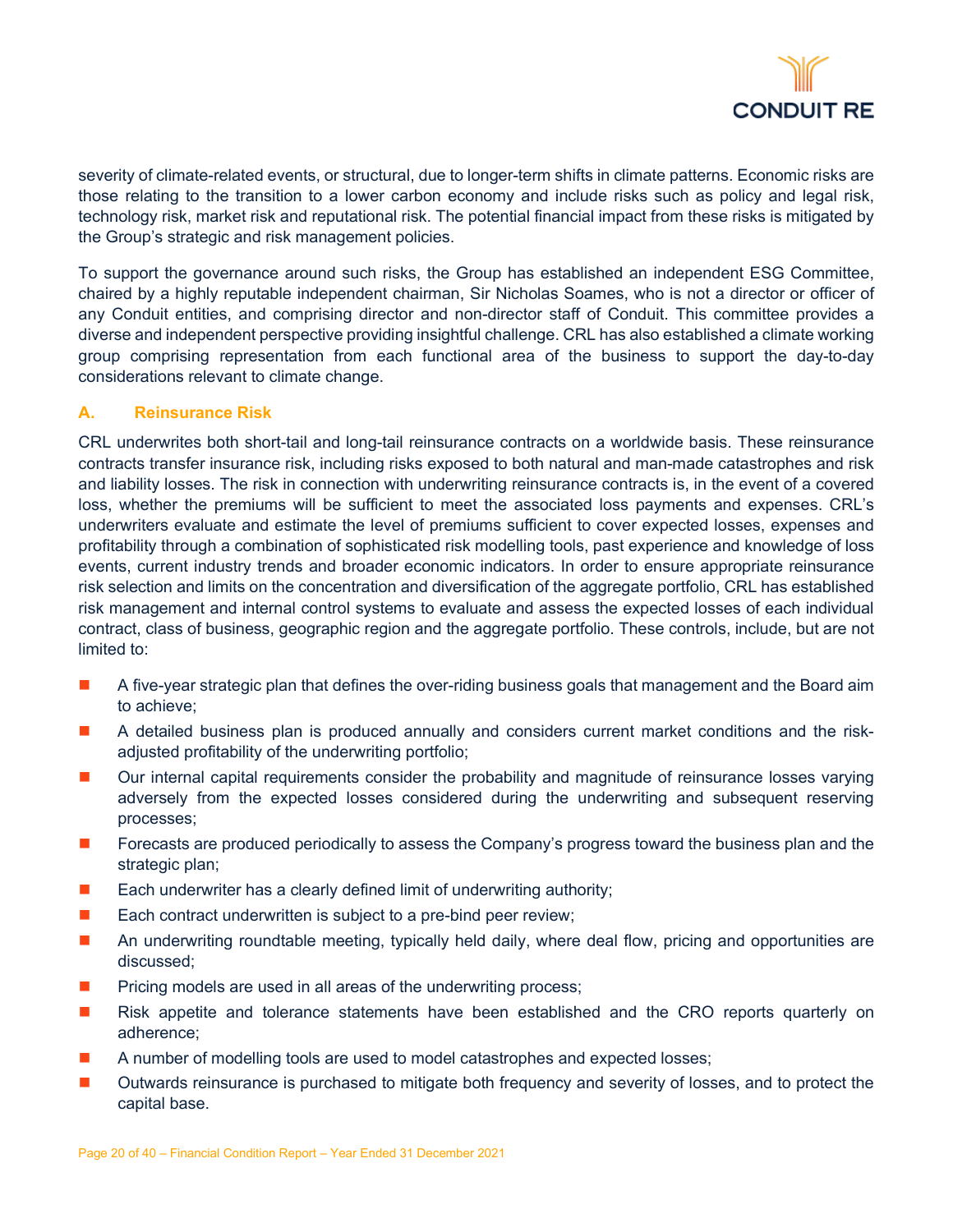severity of climate-related events, or structural, due to longer-term shifts in climate patterns. Economic risks are those relating to the transition to a lower carbon economy and include risks such as policy and legal risk, technology risk, market risk and reputational risk. The potential financial impact from these risks is mitigated by the Group's strategic and risk management policies.

To support the governance around such risks, the Group has established an independent ESG Committee, chaired by a highly reputable independent chairman, Sir Nicholas Soames, who is not a director or officer of any Conduit entities, and comprising director and non-director staff of Conduit. This committee provides a diverse and independent perspective providing insightful challenge. CRL has also established a climate working group comprising representation from each functional area of the business to support the day-to-day considerations relevant to climate change.

## A. Reinsurance Risk

CRL underwrites both short-tail and long-tail reinsurance contracts on a worldwide basis. These reinsurance contracts transfer insurance risk, including risks exposed to both natural and man-made catastrophes and risk and liability losses. The risk in connection with underwriting reinsurance contracts is, in the event of a covered loss, whether the premiums will be sufficient to meet the associated loss payments and expenses. CRL's underwriters evaluate and estimate the level of premiums sufficient to cover expected losses, expenses and profitability through a combination of sophisticated risk modelling tools, past experience and knowledge of loss events, current industry trends and broader economic indicators. In order to ensure appropriate reinsurance risk selection and limits on the concentration and diversification of the aggregate portfolio, CRL has established risk management and internal control systems to evaluate and assess the expected losses of each individual contract, class of business, geographic region and the aggregate portfolio. These controls, include, but are not limited to:

- A five-year strategic plan that defines the over-riding business goals that management and the Board aim to achieve;
- A detailed business plan is produced annually and considers current market conditions and the risk-adjusted profitability of the underwriting portfolio;
- Our internal capital requirements consider the probability and magnitude of reinsurance losses varying adversely from the expected losses considered during the underwriting and subsequent reserving processes;
- Forecasts are produced periodically to assess the Company's progress toward the business plan and the strategic plan;
- Each underwriter has a clearly defined limit of underwriting authority;
- Each contract underwritten is subject to a pre-bind peer review;
- An underwriting roundtable meeting, typically held daily, where deal flow, pricing and opportunities are discussed;
- Pricing models are used in all areas of the underwriting process;
- Risk appetite and tolerance statements have been established and the CRO reports quarterly on adherence;
- A number of modelling tools are used to model catastrophes and expected losses;
- Outwards reinsurance is purchased to mitigate both frequency and severity of losses, and to protect the capital base.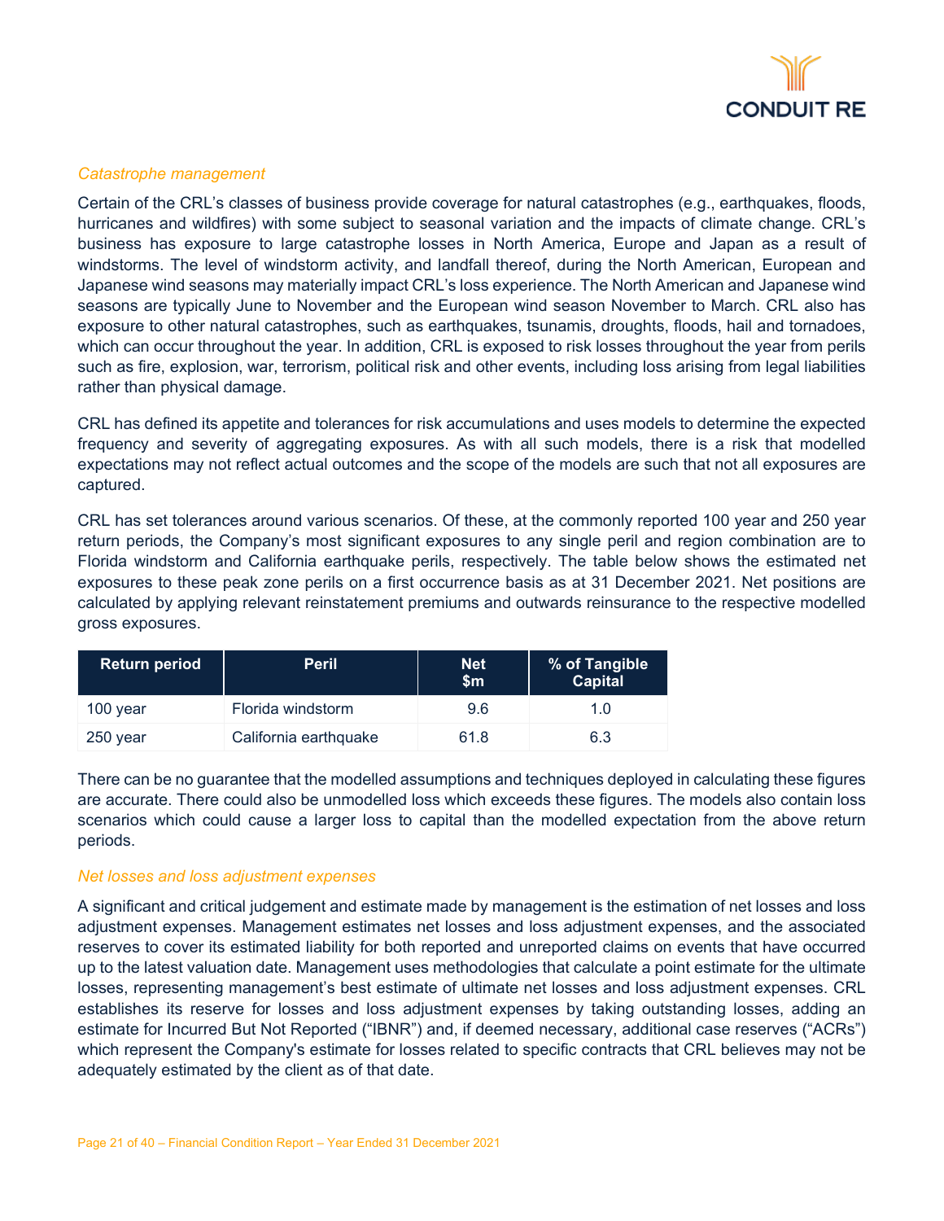*Catastrophe management*

Certain of the CRL's classes of business provide coverage for natural catastrophes (e.g., earthquakes, floods, hurricanes and wildfires) with some subject to seasonal variation and the impacts of climate change. CRL's business has exposure to large catastrophe losses in North America, Europe and Japan as a result of windstorms. The level of windstorm activity, and landfall thereof, during the North American, European and Japanese wind seasons may materially impact CRL's loss experience. The North American and Japanese wind seasons are typically June to November and the European wind season November to March. CRL also has exposure to other natural catastrophes, such as earthquakes, tsunamis, droughts, floods, hail and tornadoes, which can occur throughout the year. In addition, CRL is exposed to risk losses throughout the year from perils such as fire, explosion, war, terrorism, political risk and other events, including loss arising from legal liabilities rather than physical damage.

CRL has defined its appetite and tolerances for risk accumulations and uses models to determine the expected frequency and severity of aggregating exposures. As with all such models, there is a risk that modelled expectations may not reflect actual outcomes and the scope of the models are such that not all exposures are captured.

CRL has set tolerances around various scenarios. Of these, at the commonly reported 100 year and 250 year return periods, the Company's most significant exposures to any single peril and region combination are to Florida windstorm and California earthquake perils, respectively. The table below shows the estimated net exposures to these peak zone perils on a first occurrence basis as at 31 December 2021. Net positions are calculated by applying relevant reinstatement premiums and outwards reinsurance to the respective modelled gross exposures.

| Return period | Peril | Net $m | % of Tangible Capital |
|---|---|---|---|
| 100 year | Florida windstorm | 9.6 | 1.0 |
| 250 year | California earthquake | 61.8 | 6.3 |

There can be no guarantee that the modelled assumptions and techniques deployed in calculating these figures are accurate. There could also be unmodelled loss which exceeds these figures. The models also contain loss scenarios which could cause a larger loss to capital than the modelled expectation from the above return periods.

*Net losses and loss adjustment expenses*

A significant and critical judgement and estimate made by management is the estimation of net losses and loss adjustment expenses. Management estimates net losses and loss adjustment expenses, and the associated reserves to cover its estimated liability for both reported and unreported claims on events that have occurred up to the latest valuation date. Management uses methodologies that calculate a point estimate for the ultimate losses, representing management's best estimate of ultimate net losses and loss adjustment expenses. CRL establishes its reserve for losses and loss adjustment expenses by taking outstanding losses, adding an estimate for Incurred But Not Reported ("IBNR") and, if deemed necessary, additional case reserves ("ACRs") which represent the Company's estimate for losses related to specific contracts that CRL believes may not be adequately estimated by the client as of that date.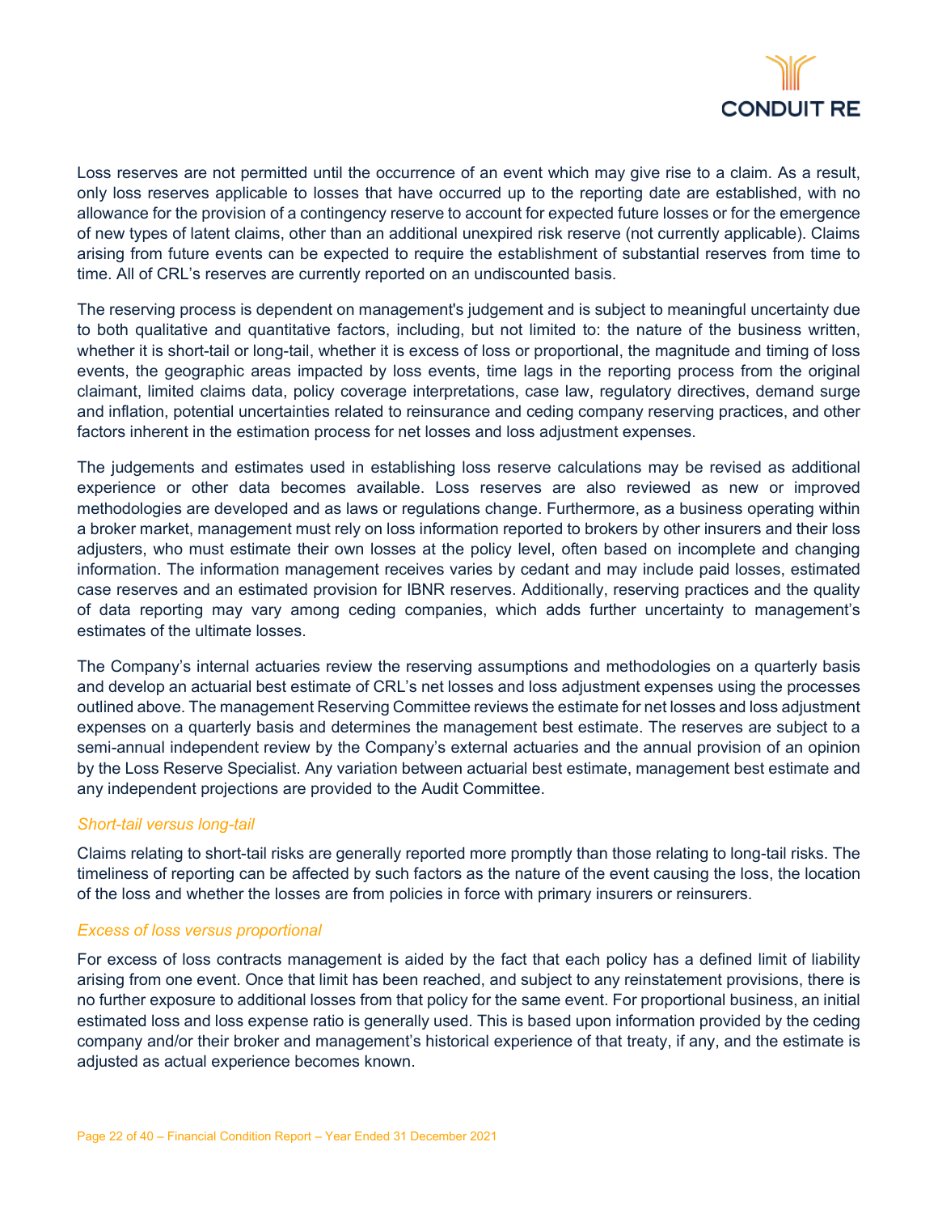Loss reserves are not permitted until the occurrence of an event which may give rise to a claim. As a result, only loss reserves applicable to losses that have occurred up to the reporting date are established, with no allowance for the provision of a contingency reserve to account for expected future losses or for the emergence of new types of latent claims, other than an additional unexpired risk reserve (not currently applicable). Claims arising from future events can be expected to require the establishment of substantial reserves from time to time. All of CRL's reserves are currently reported on an undiscounted basis.

The reserving process is dependent on management's judgement and is subject to meaningful uncertainty due to both qualitative and quantitative factors, including, but not limited to: the nature of the business written, whether it is short-tail or long-tail, whether it is excess of loss or proportional, the magnitude and timing of loss events, the geographic areas impacted by loss events, time lags in the reporting process from the original claimant, limited claims data, policy coverage interpretations, case law, regulatory directives, demand surge and inflation, potential uncertainties related to reinsurance and ceding company reserving practices, and other factors inherent in the estimation process for net losses and loss adjustment expenses.

The judgements and estimates used in establishing loss reserve calculations may be revised as additional experience or other data becomes available. Loss reserves are also reviewed as new or improved methodologies are developed and as laws or regulations change. Furthermore, as a business operating within a broker market, management must rely on loss information reported to brokers by other insurers and their loss adjusters, who must estimate their own losses at the policy level, often based on incomplete and changing information. The information management receives varies by cedant and may include paid losses, estimated case reserves and an estimated provision for IBNR reserves. Additionally, reserving practices and the quality of data reporting may vary among ceding companies, which adds further uncertainty to management's estimates of the ultimate losses.

The Company's internal actuaries review the reserving assumptions and methodologies on a quarterly basis and develop an actuarial best estimate of CRL's net losses and loss adjustment expenses using the processes outlined above. The management Reserving Committee reviews the estimate for net losses and loss adjustment expenses on a quarterly basis and determines the management best estimate. The reserves are subject to a semi-annual independent review by the Company's external actuaries and the annual provision of an opinion by the Loss Reserve Specialist. Any variation between actuarial best estimate, management best estimate and any independent projections are provided to the Audit Committee.

*Short-tail versus long-tail*

Claims relating to short-tail risks are generally reported more promptly than those relating to long-tail risks. The timeliness of reporting can be affected by such factors as the nature of the event causing the loss, the location of the loss and whether the losses are from policies in force with primary insurers or reinsurers.

*Excess of loss versus proportional*

For excess of loss contracts management is aided by the fact that each policy has a defined limit of liability arising from one event. Once that limit has been reached, and subject to any reinstatement provisions, there is no further exposure to additional losses from that policy for the same event. For proportional business, an initial estimated loss and loss expense ratio is generally used. This is based upon information provided by the ceding company and/or their broker and management's historical experience of that treaty, if any, and the estimate is adjusted as actual experience becomes known.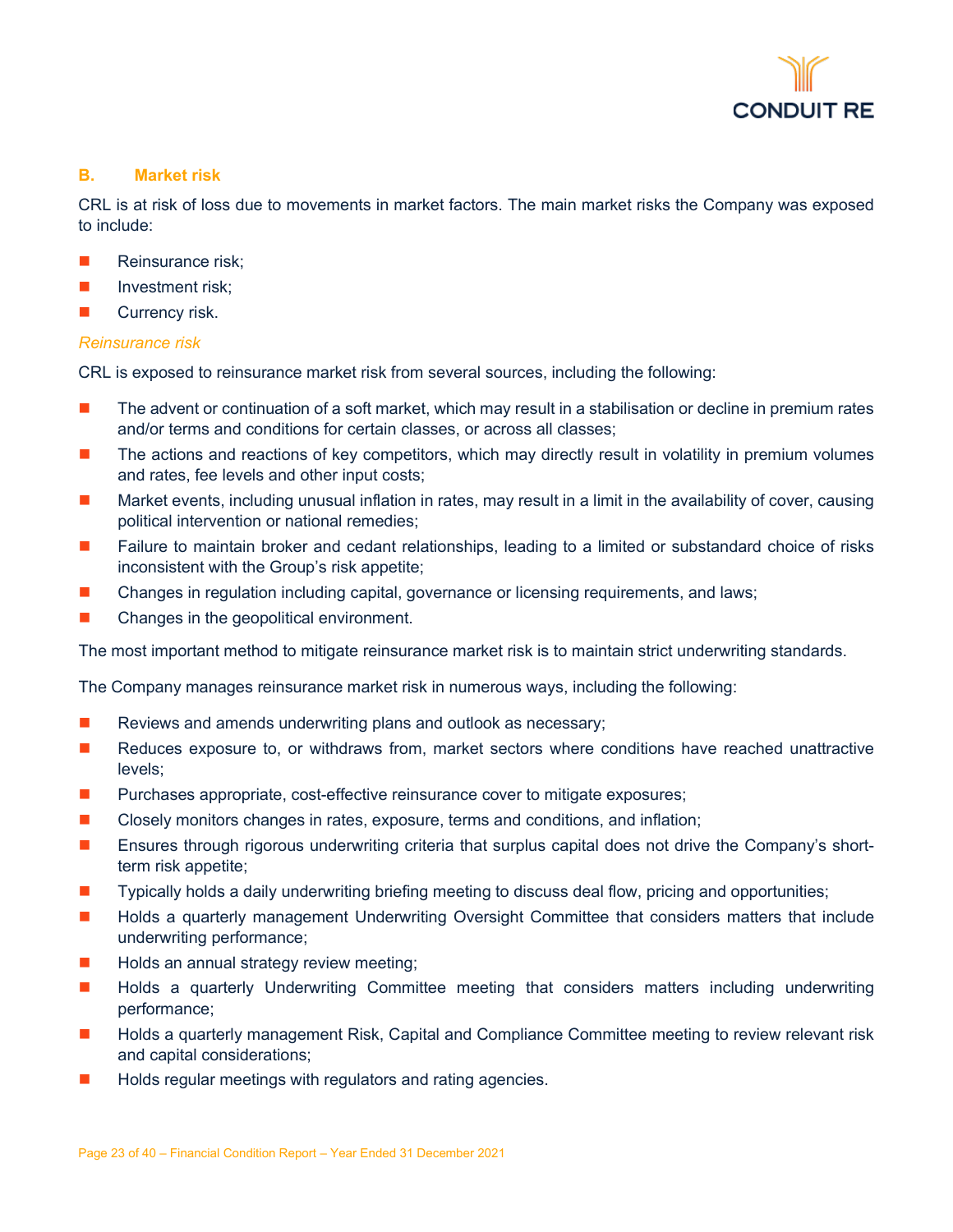## B. Market risk

CRL is at risk of loss due to movements in market factors. The main market risks the Company was exposed to include:

- Reinsurance risk;
- Investment risk;
- Currency risk.

*Reinsurance risk*

CRL is exposed to reinsurance market risk from several sources, including the following:

- The advent or continuation of a soft market, which may result in a stabilisation or decline in premium rates and/or terms and conditions for certain classes, or across all classes;
- The actions and reactions of key competitors, which may directly result in volatility in premium volumes and rates, fee levels and other input costs;
- Market events, including unusual inflation in rates, may result in a limit in the availability of cover, causing political intervention or national remedies;
- Failure to maintain broker and cedant relationships, leading to a limited or substandard choice of risks inconsistent with the Group's risk appetite;
- Changes in regulation including capital, governance or licensing requirements, and laws;
- Changes in the geopolitical environment.

The most important method to mitigate reinsurance market risk is to maintain strict underwriting standards.

The Company manages reinsurance market risk in numerous ways, including the following:

- Reviews and amends underwriting plans and outlook as necessary;
- Reduces exposure to, or withdraws from, market sectors where conditions have reached unattractive levels;
- Purchases appropriate, cost-effective reinsurance cover to mitigate exposures;
- Closely monitors changes in rates, exposure, terms and conditions, and inflation;
- Ensures through rigorous underwriting criteria that surplus capital does not drive the Company's short-term risk appetite;
- Typically holds a daily underwriting briefing meeting to discuss deal flow, pricing and opportunities;
- Holds a quarterly management Underwriting Oversight Committee that considers matters that include underwriting performance;
- Holds an annual strategy review meeting;
- Holds a quarterly Underwriting Committee meeting that considers matters including underwriting performance;
- Holds a quarterly management Risk, Capital and Compliance Committee meeting to review relevant risk and capital considerations;
- Holds regular meetings with regulators and rating agencies.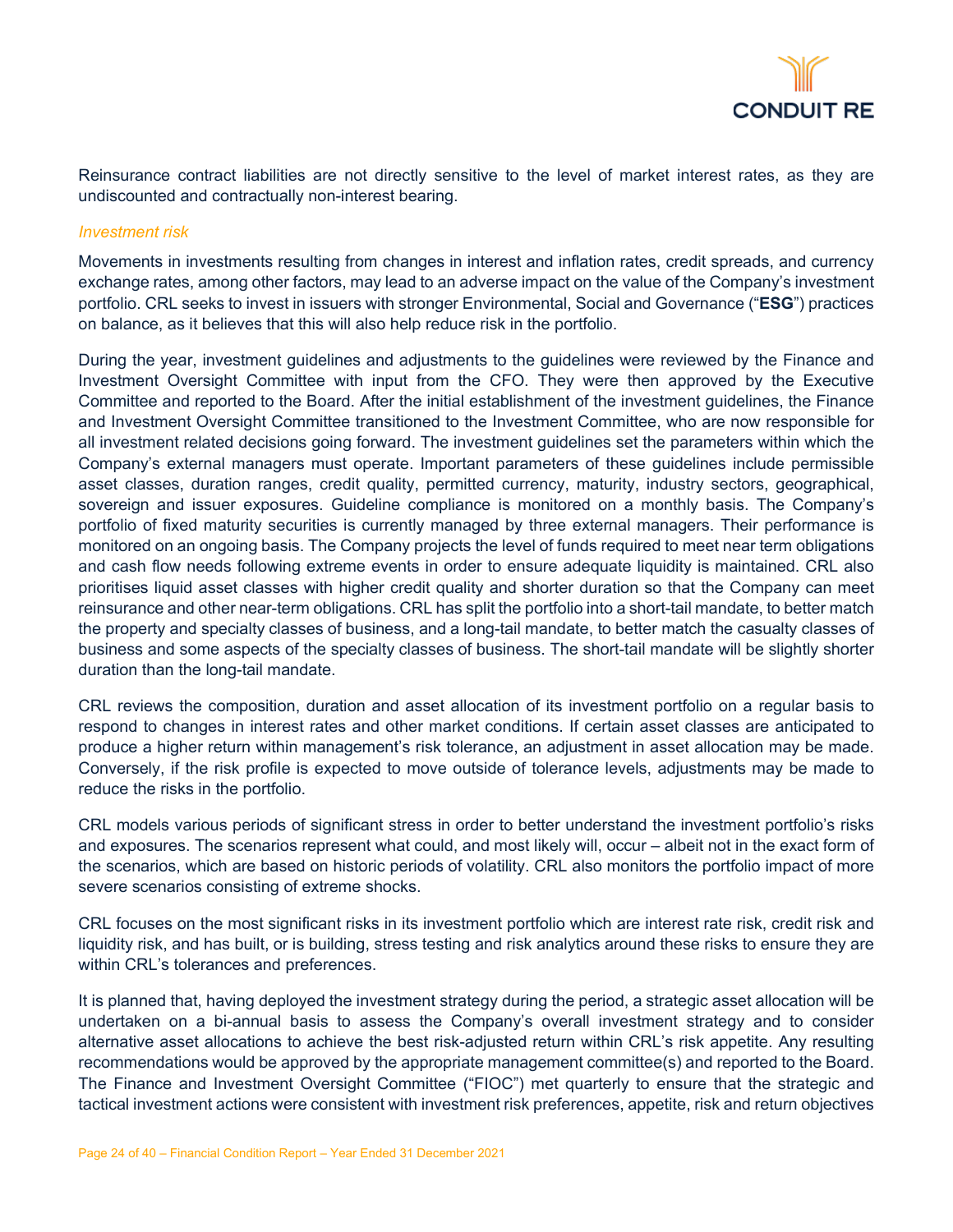Reinsurance contract liabilities are not directly sensitive to the level of market interest rates, as they are undiscounted and contractually non-interest bearing.

*Investment risk*

Movements in investments resulting from changes in interest and inflation rates, credit spreads, and currency exchange rates, among other factors, may lead to an adverse impact on the value of the Company's investment portfolio. CRL seeks to invest in issuers with stronger Environmental, Social and Governance ("**ESG**") practices on balance, as it believes that this will also help reduce risk in the portfolio.

During the year, investment guidelines and adjustments to the guidelines were reviewed by the Finance and Investment Oversight Committee with input from the CFO. They were then approved by the Executive Committee and reported to the Board. After the initial establishment of the investment guidelines, the Finance and Investment Oversight Committee transitioned to the Investment Committee, who are now responsible for all investment related decisions going forward. The investment guidelines set the parameters within which the Company's external managers must operate. Important parameters of these guidelines include permissible asset classes, duration ranges, credit quality, permitted currency, maturity, industry sectors, geographical, sovereign and issuer exposures. Guideline compliance is monitored on a monthly basis. The Company's portfolio of fixed maturity securities is currently managed by three external managers. Their performance is monitored on an ongoing basis. The Company projects the level of funds required to meet near term obligations and cash flow needs following extreme events in order to ensure adequate liquidity is maintained. CRL also prioritises liquid asset classes with higher credit quality and shorter duration so that the Company can meet reinsurance and other near-term obligations. CRL has split the portfolio into a short-tail mandate, to better match the property and specialty classes of business, and a long-tail mandate, to better match the casualty classes of business and some aspects of the specialty classes of business. The short-tail mandate will be slightly shorter duration than the long-tail mandate.

CRL reviews the composition, duration and asset allocation of its investment portfolio on a regular basis to respond to changes in interest rates and other market conditions. If certain asset classes are anticipated to produce a higher return within management's risk tolerance, an adjustment in asset allocation may be made. Conversely, if the risk profile is expected to move outside of tolerance levels, adjustments may be made to reduce the risks in the portfolio.

CRL models various periods of significant stress in order to better understand the investment portfolio's risks and exposures. The scenarios represent what could, and most likely will, occur – albeit not in the exact form of the scenarios, which are based on historic periods of volatility. CRL also monitors the portfolio impact of more severe scenarios consisting of extreme shocks.

CRL focuses on the most significant risks in its investment portfolio which are interest rate risk, credit risk and liquidity risk, and has built, or is building, stress testing and risk analytics around these risks to ensure they are within CRL's tolerances and preferences.

It is planned that, having deployed the investment strategy during the period, a strategic asset allocation will be undertaken on a bi-annual basis to assess the Company's overall investment strategy and to consider alternative asset allocations to achieve the best risk-adjusted return within CRL's risk appetite. Any resulting recommendations would be approved by the appropriate management committee(s) and reported to the Board. The Finance and Investment Oversight Committee ("FIOC") met quarterly to ensure that the strategic and tactical investment actions were consistent with investment risk preferences, appetite, risk and return objectives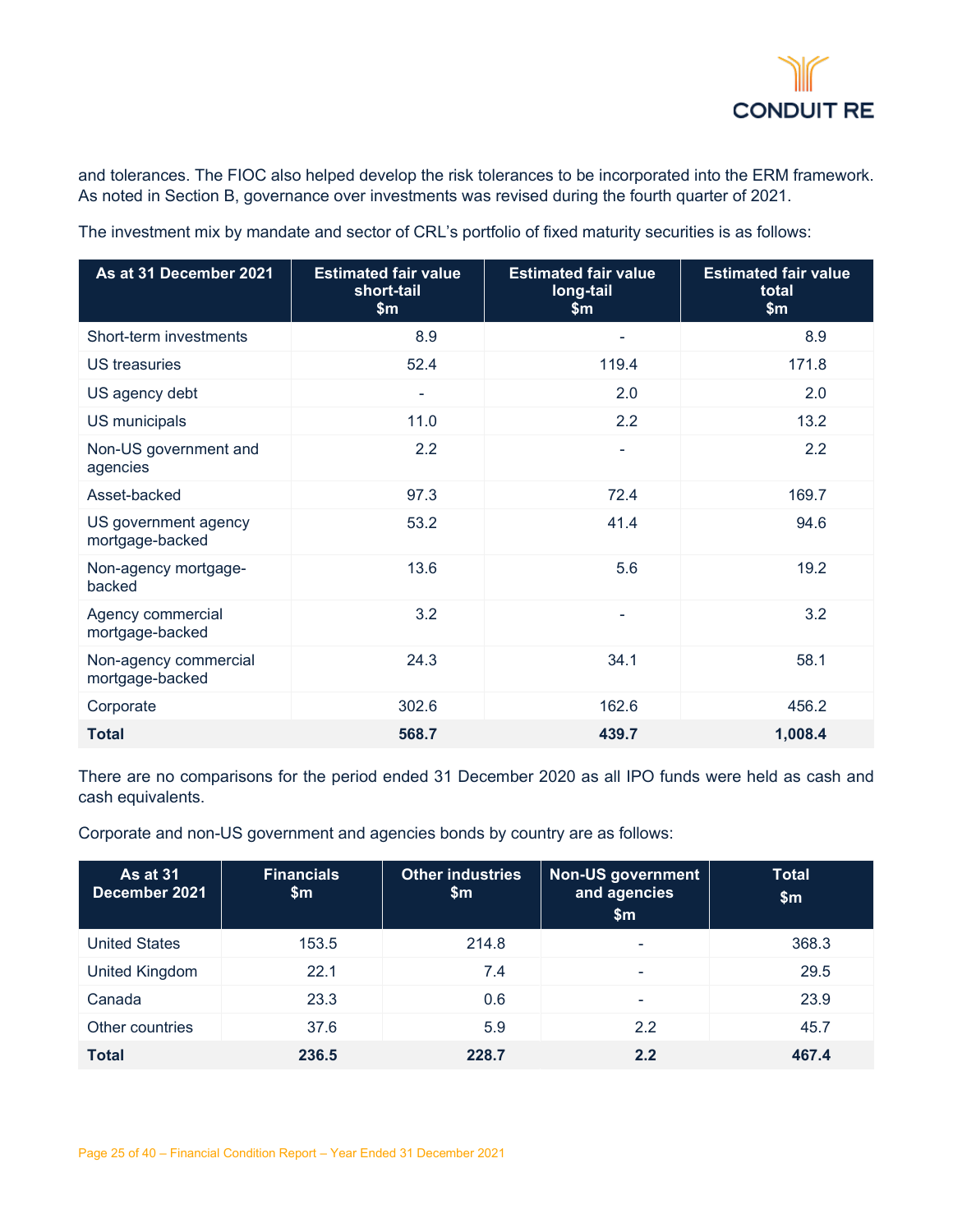and tolerances. The FIOC also helped develop the risk tolerances to be incorporated into the ERM framework. As noted in Section B, governance over investments was revised during the fourth quarter of 2021.

The investment mix by mandate and sector of CRL's portfolio of fixed maturity securities is as follows:

| As at 31 December 2021 | Estimated fair value short-tail $m | Estimated fair value long-tail $m | Estimated fair value total $m |
|---|---|---|---|
| Short-term investments | 8.9 | - | 8.9 |
| US treasuries | 52.4 | 119.4 | 171.8 |
| US agency debt | - | 2.0 | 2.0 |
| US municipals | 11.0 | 2.2 | 13.2 |
| Non-US government and agencies | 2.2 | - | 2.2 |
| Asset-backed | 97.3 | 72.4 | 169.7 |
| US government agency mortgage-backed | 53.2 | 41.4 | 94.6 |
| Non-agency mortgage-backed | 13.6 | 5.6 | 19.2 |
| Agency commercial mortgage-backed | 3.2 | - | 3.2 |
| Non-agency commercial mortgage-backed | 24.3 | 34.1 | 58.1 |
| Corporate | 302.6 | 162.6 | 456.2 |
| **Total** | **568.7** | **439.7** | **1,008.4** |

There are no comparisons for the period ended 31 December 2020 as all IPO funds were held as cash and cash equivalents.

Corporate and non-US government and agencies bonds by country are as follows:

| As at 31 December 2021 | Financials $m | Other industries $m | Non-US government and agencies $m | Total $m |
|---|---|---|---|---|
| United States | 153.5 | 214.8 | - | 368.3 |
| United Kingdom | 22.1 | 7.4 | - | 29.5 |
| Canada | 23.3 | 0.6 | - | 23.9 |
| Other countries | 37.6 | 5.9 | 2.2 | 45.7 |
| **Total** | **236.5** | **228.7** | **2.2** | **467.4** |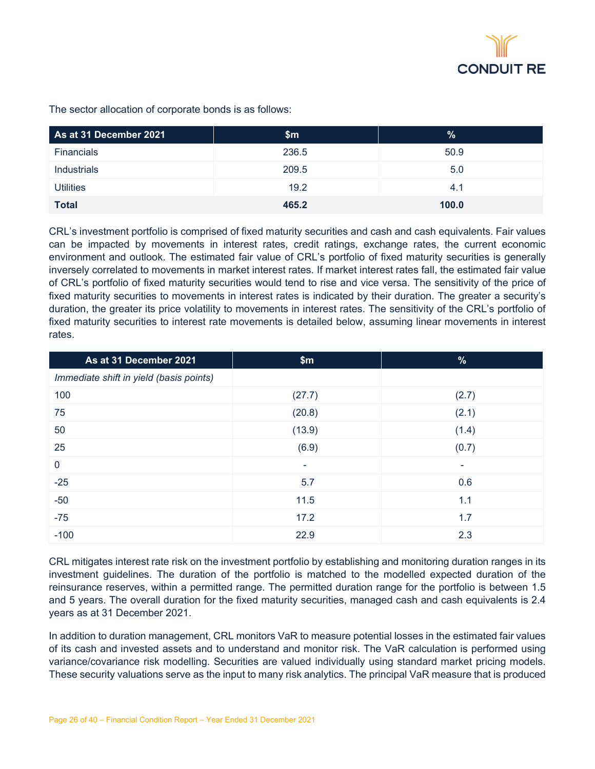The sector allocation of corporate bonds is as follows:

| As at 31 December 2021 | $m | % |
|---|---|---|
| Financials | 236.5 | 50.9 |
| Industrials | 209.5 | 5.0 |
| Utilities | 19.2 | 4.1 |
| **Total** | **465.2** | **100.0** |

CRL's investment portfolio is comprised of fixed maturity securities and cash and cash equivalents. Fair values can be impacted by movements in interest rates, credit ratings, exchange rates, the current economic environment and outlook. The estimated fair value of CRL's portfolio of fixed maturity securities is generally inversely correlated to movements in market interest rates. If market interest rates fall, the estimated fair value of CRL's portfolio of fixed maturity securities would tend to rise and vice versa. The sensitivity of the price of fixed maturity securities to movements in interest rates is indicated by their duration. The greater a security's duration, the greater its price volatility to movements in interest rates. The sensitivity of the CRL's portfolio of fixed maturity securities to interest rate movements is detailed below, assuming linear movements in interest rates.

| As at 31 December 2021 | $m | % |
|---|---|---|
| *Immediate shift in yield (basis points)* | | |
| 100 | (27.7) | (2.7) |
| 75 | (20.8) | (2.1) |
| 50 | (13.9) | (1.4) |
| 25 | (6.9) | (0.7) |
| 0 | - | - |
| -25 | 5.7 | 0.6 |
| -50 | 11.5 | 1.1 |
| -75 | 17.2 | 1.7 |
| -100 | 22.9 | 2.3 |

CRL mitigates interest rate risk on the investment portfolio by establishing and monitoring duration ranges in its investment guidelines. The duration of the portfolio is matched to the modelled expected duration of the reinsurance reserves, within a permitted range. The permitted duration range for the portfolio is between 1.5 and 5 years. The overall duration for the fixed maturity securities, managed cash and cash equivalents is 2.4 years as at 31 December 2021.

In addition to duration management, CRL monitors VaR to measure potential losses in the estimated fair values of its cash and invested assets and to understand and monitor risk. The VaR calculation is performed using variance/covariance risk modelling. Securities are valued individually using standard market pricing models. These security valuations serve as the input to many risk analytics. The principal VaR measure that is produced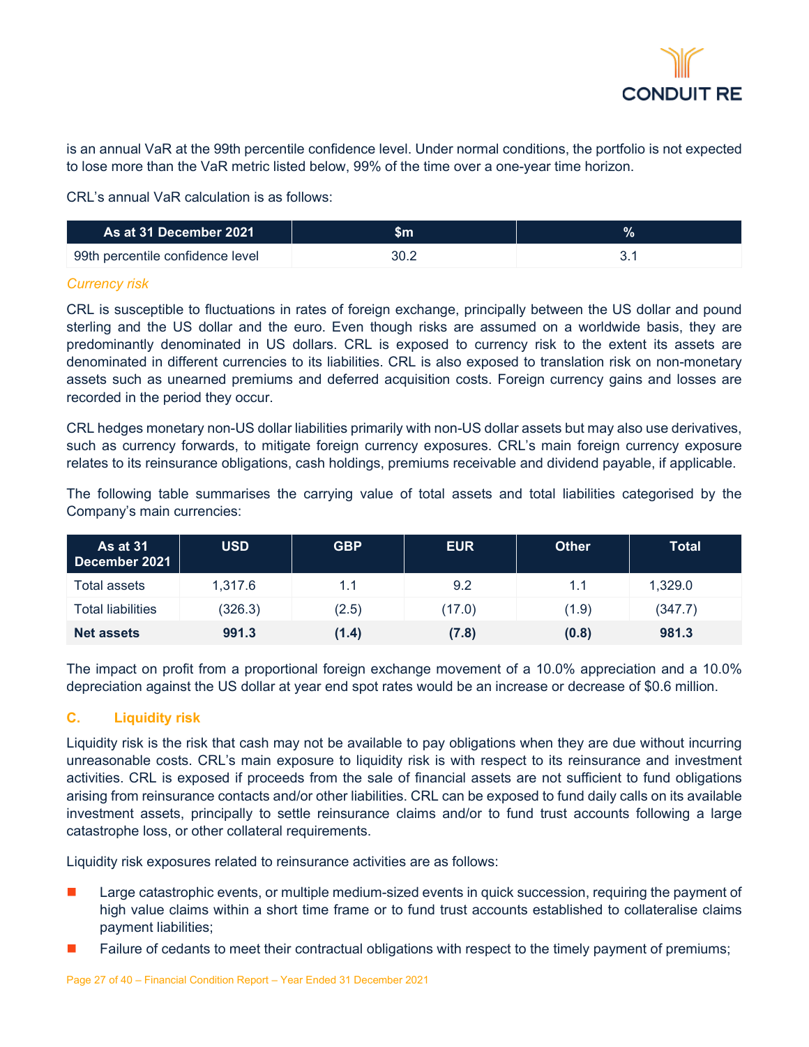is an annual VaR at the 99th percentile confidence level. Under normal conditions, the portfolio is not expected to lose more than the VaR metric listed below, 99% of the time over a one-year time horizon.

CRL's annual VaR calculation is as follows:

| As at 31 December 2021 | $m | % |
|---|---|---|
| 99th percentile confidence level | 30.2 | 3.1 |

*Currency risk*

CRL is susceptible to fluctuations in rates of foreign exchange, principally between the US dollar and pound sterling and the US dollar and the euro. Even though risks are assumed on a worldwide basis, they are predominantly denominated in US dollars. CRL is exposed to currency risk to the extent its assets are denominated in different currencies to its liabilities. CRL is also exposed to translation risk on non-monetary assets such as unearned premiums and deferred acquisition costs. Foreign currency gains and losses are recorded in the period they occur.

CRL hedges monetary non-US dollar liabilities primarily with non-US dollar assets but may also use derivatives, such as currency forwards, to mitigate foreign currency exposures. CRL's main foreign currency exposure relates to its reinsurance obligations, cash holdings, premiums receivable and dividend payable, if applicable.

The following table summarises the carrying value of total assets and total liabilities categorised by the Company's main currencies:

| As at 31 December 2021 | USD | GBP | EUR | Other | Total |
|---|---|---|---|---|---|
| Total assets | 1,317.6 | 1.1 | 9.2 | 1.1 | 1,329.0 |
| Total liabilities | (326.3) | (2.5) | (17.0) | (1.9) | (347.7) |
| **Net assets** | **991.3** | **(1.4)** | **(7.8)** | **(0.8)** | **981.3** |

The impact on profit from a proportional foreign exchange movement of a 10.0% appreciation and a 10.0% depreciation against the US dollar at year end spot rates would be an increase or decrease of $0.6 million.

## C. Liquidity risk

Liquidity risk is the risk that cash may not be available to pay obligations when they are due without incurring unreasonable costs. CRL's main exposure to liquidity risk is with respect to its reinsurance and investment activities. CRL is exposed if proceeds from the sale of financial assets are not sufficient to fund obligations arising from reinsurance contacts and/or other liabilities. CRL can be exposed to fund daily calls on its available investment assets, principally to settle reinsurance claims and/or to fund trust accounts following a large catastrophe loss, or other collateral requirements.

Liquidity risk exposures related to reinsurance activities are as follows:

- Large catastrophic events, or multiple medium-sized events in quick succession, requiring the payment of high value claims within a short time frame or to fund trust accounts established to collateralise claims payment liabilities;
- Failure of cedants to meet their contractual obligations with respect to the timely payment of premiums;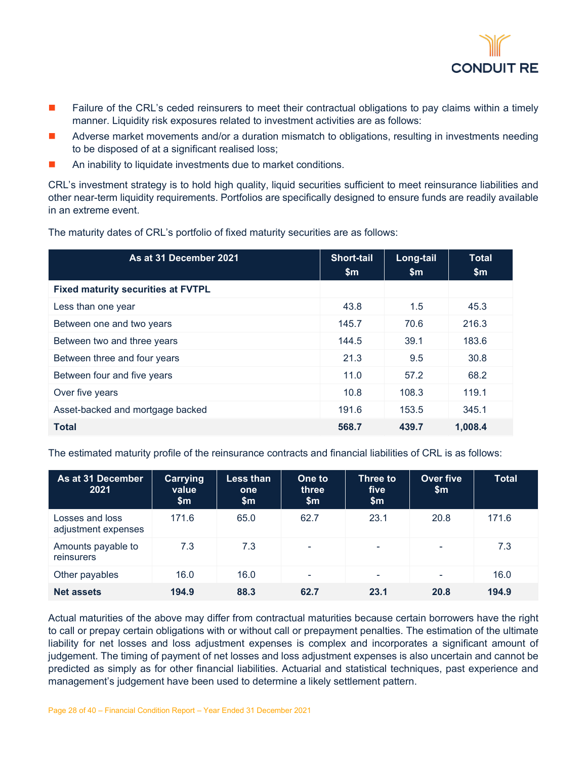- Failure of the CRL's ceded reinsurers to meet their contractual obligations to pay claims within a timely manner. Liquidity risk exposures related to investment activities are as follows:
- Adverse market movements and/or a duration mismatch to obligations, resulting in investments needing to be disposed of at a significant realised loss;
- An inability to liquidate investments due to market conditions.

CRL's investment strategy is to hold high quality, liquid securities sufficient to meet reinsurance liabilities and other near-term liquidity requirements. Portfolios are specifically designed to ensure funds are readily available in an extreme event.

The maturity dates of CRL's portfolio of fixed maturity securities are as follows:

| As at 31 December 2021 | Short-tail $m | Long-tail $m | Total $m |
|---|---|---|---|
| **Fixed maturity securities at FVTPL** | | | |
| Less than one year | 43.8 | 1.5 | 45.3 |
| Between one and two years | 145.7 | 70.6 | 216.3 |
| Between two and three years | 144.5 | 39.1 | 183.6 |
| Between three and four years | 21.3 | 9.5 | 30.8 |
| Between four and five years | 11.0 | 57.2 | 68.2 |
| Over five years | 10.8 | 108.3 | 119.1 |
| Asset-backed and mortgage backed | 191.6 | 153.5 | 345.1 |
| **Total** | **568.7** | **439.7** | **1,008.4** |

The estimated maturity profile of the reinsurance contracts and financial liabilities of CRL is as follows:

| As at 31 December 2021 | Carrying value $m | Less than one $m | One to three $m | Three to five $m | Over five $m | Total |
|---|---|---|---|---|---|---|
| Losses and loss adjustment expenses | 171.6 | 65.0 | 62.7 | 23.1 | 20.8 | 171.6 |
| Amounts payable to reinsurers | 7.3 | 7.3 | - | - | - | 7.3 |
| Other payables | 16.0 | 16.0 | - | - | - | 16.0 |
| **Net assets** | **194.9** | **88.3** | **62.7** | **23.1** | **20.8** | **194.9** |

Actual maturities of the above may differ from contractual maturities because certain borrowers have the right to call or prepay certain obligations with or without call or prepayment penalties. The estimation of the ultimate liability for net losses and loss adjustment expenses is complex and incorporates a significant amount of judgement. The timing of payment of net losses and loss adjustment expenses is also uncertain and cannot be predicted as simply as for other financial liabilities. Actuarial and statistical techniques, past experience and management's judgement have been used to determine a likely settlement pattern.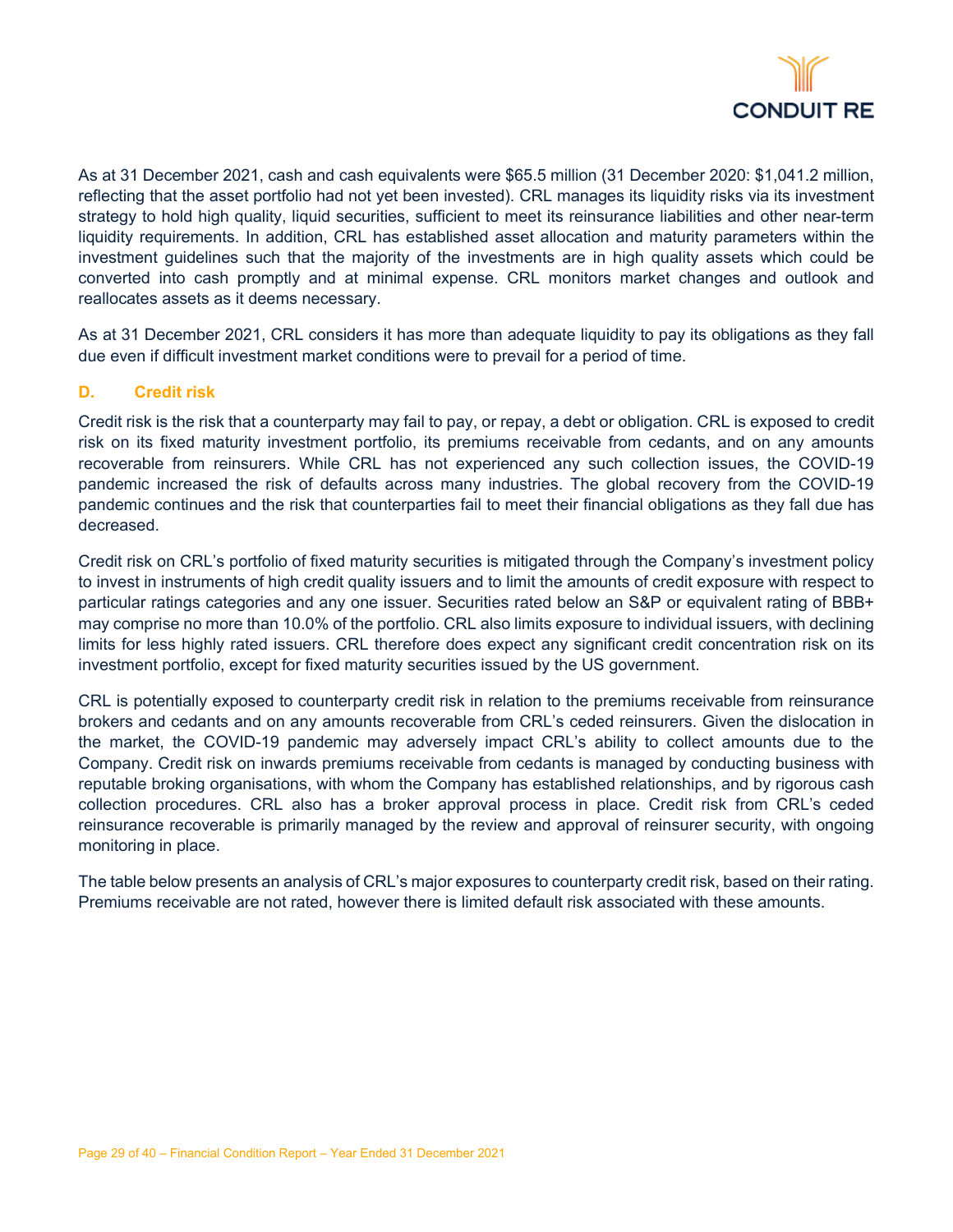As at 31 December 2021, cash and cash equivalents were $65.5 million (31 December 2020: $1,041.2 million, reflecting that the asset portfolio had not yet been invested). CRL manages its liquidity risks via its investment strategy to hold high quality, liquid securities, sufficient to meet its reinsurance liabilities and other near-term liquidity requirements. In addition, CRL has established asset allocation and maturity parameters within the investment guidelines such that the majority of the investments are in high quality assets which could be converted into cash promptly and at minimal expense. CRL monitors market changes and outlook and reallocates assets as it deems necessary.

As at 31 December 2021, CRL considers it has more than adequate liquidity to pay its obligations as they fall due even if difficult investment market conditions were to prevail for a period of time.

## D. Credit risk

Credit risk is the risk that a counterparty may fail to pay, or repay, a debt or obligation. CRL is exposed to credit risk on its fixed maturity investment portfolio, its premiums receivable from cedants, and on any amounts recoverable from reinsurers. While CRL has not experienced any such collection issues, the COVID-19 pandemic increased the risk of defaults across many industries. The global recovery from the COVID-19 pandemic continues and the risk that counterparties fail to meet their financial obligations as they fall due has decreased.

Credit risk on CRL's portfolio of fixed maturity securities is mitigated through the Company's investment policy to invest in instruments of high credit quality issuers and to limit the amounts of credit exposure with respect to particular ratings categories and any one issuer. Securities rated below an S&P or equivalent rating of BBB+ may comprise no more than 10.0% of the portfolio. CRL also limits exposure to individual issuers, with declining limits for less highly rated issuers. CRL therefore does expect any significant credit concentration risk on its investment portfolio, except for fixed maturity securities issued by the US government.

CRL is potentially exposed to counterparty credit risk in relation to the premiums receivable from reinsurance brokers and cedants and on any amounts recoverable from CRL's ceded reinsurers. Given the dislocation in the market, the COVID-19 pandemic may adversely impact CRL's ability to collect amounts due to the Company. Credit risk on inwards premiums receivable from cedants is managed by conducting business with reputable broking organisations, with whom the Company has established relationships, and by rigorous cash collection procedures. CRL also has a broker approval process in place. Credit risk from CRL's ceded reinsurance recoverable is primarily managed by the review and approval of reinsurer security, with ongoing monitoring in place.

The table below presents an analysis of CRL's major exposures to counterparty credit risk, based on their rating. Premiums receivable are not rated, however there is limited default risk associated with these amounts.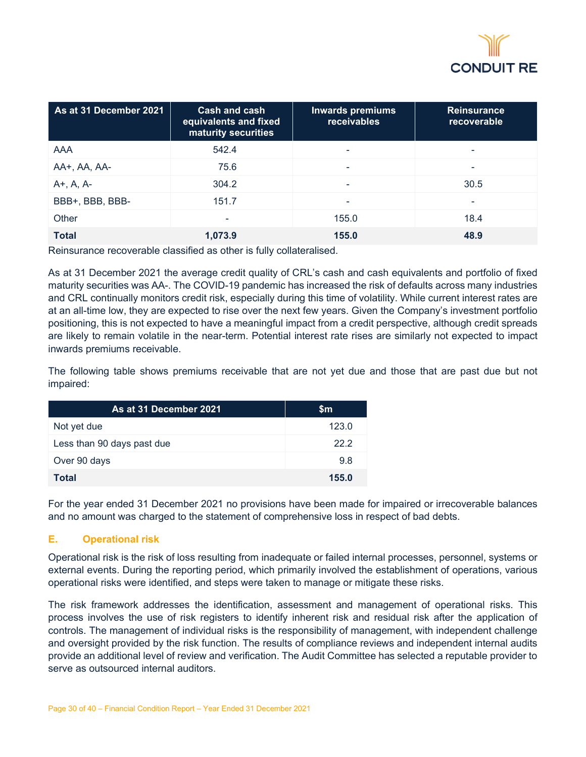| As at 31 December 2021 | Cash and cash equivalents and fixed maturity securities | Inwards premiums receivables | Reinsurance recoverable |
|---|---|---|---|
| AAA | 542.4 | - | - |
| AA+, AA, AA- | 75.6 | - | - |
| A+, A, A- | 304.2 | - | 30.5 |
| BBB+, BBB, BBB- | 151.7 | - | - |
| Other | - | 155.0 | 18.4 |
| **Total** | **1,073.9** | **155.0** | **48.9** |

Reinsurance recoverable classified as other is fully collateralised.

As at 31 December 2021 the average credit quality of CRL's cash and cash equivalents and portfolio of fixed maturity securities was AA-. The COVID-19 pandemic has increased the risk of defaults across many industries and CRL continually monitors credit risk, especially during this time of volatility. While current interest rates are at an all-time low, they are expected to rise over the next few years. Given the Company's investment portfolio positioning, this is not expected to have a meaningful impact from a credit perspective, although credit spreads are likely to remain volatile in the near-term. Potential interest rate rises are similarly not expected to impact inwards premiums receivable.

The following table shows premiums receivable that are not yet due and those that are past due but not impaired:

| As at 31 December 2021 | $m |
|---|---|
| Not yet due | 123.0 |
| Less than 90 days past due | 22.2 |
| Over 90 days | 9.8 |
| **Total** | **155.0** |

For the year ended 31 December 2021 no provisions have been made for impaired or irrecoverable balances and no amount was charged to the statement of comprehensive loss in respect of bad debts.

## E. Operational risk

Operational risk is the risk of loss resulting from inadequate or failed internal processes, personnel, systems or external events. During the reporting period, which primarily involved the establishment of operations, various operational risks were identified, and steps were taken to manage or mitigate these risks.

The risk framework addresses the identification, assessment and management of operational risks. This process involves the use of risk registers to identify inherent risk and residual risk after the application of controls. The management of individual risks is the responsibility of management, with independent challenge and oversight provided by the risk function. The results of compliance reviews and independent internal audits provide an additional level of review and verification. The Audit Committee has selected a reputable provider to serve as outsourced internal auditors.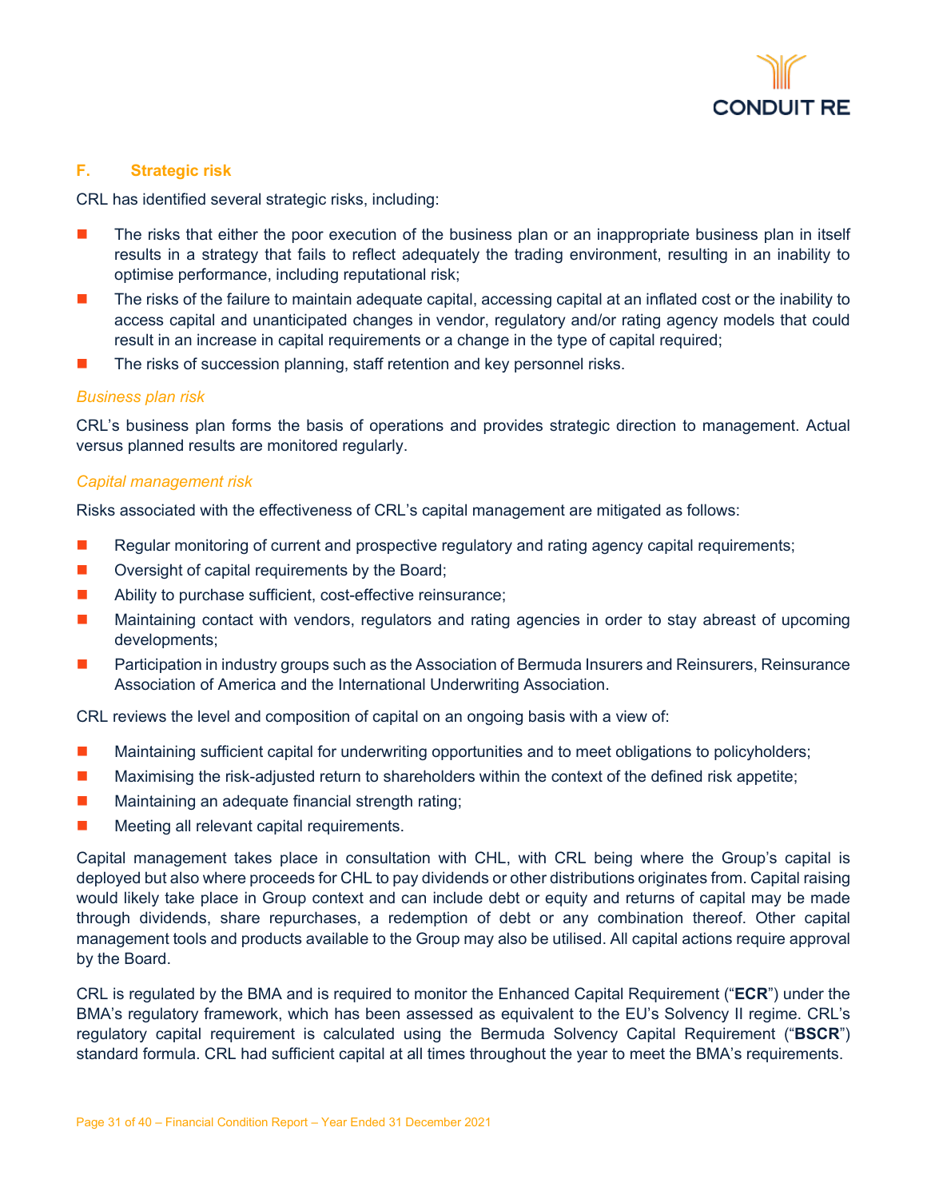## F. Strategic risk

CRL has identified several strategic risks, including:

- The risks that either the poor execution of the business plan or an inappropriate business plan in itself results in a strategy that fails to reflect adequately the trading environment, resulting in an inability to optimise performance, including reputational risk;
- The risks of the failure to maintain adequate capital, accessing capital at an inflated cost or the inability to access capital and unanticipated changes in vendor, regulatory and/or rating agency models that could result in an increase in capital requirements or a change in the type of capital required;
- The risks of succession planning, staff retention and key personnel risks.

### *Business plan risk*

CRL's business plan forms the basis of operations and provides strategic direction to management. Actual versus planned results are monitored regularly.

### *Capital management risk*

Risks associated with the effectiveness of CRL's capital management are mitigated as follows:

- Regular monitoring of current and prospective regulatory and rating agency capital requirements;
- Oversight of capital requirements by the Board;
- Ability to purchase sufficient, cost-effective reinsurance;
- Maintaining contact with vendors, regulators and rating agencies in order to stay abreast of upcoming developments;
- Participation in industry groups such as the Association of Bermuda Insurers and Reinsurers, Reinsurance Association of America and the International Underwriting Association.

CRL reviews the level and composition of capital on an ongoing basis with a view of:

- Maintaining sufficient capital for underwriting opportunities and to meet obligations to policyholders;
- Maximising the risk-adjusted return to shareholders within the context of the defined risk appetite;
- Maintaining an adequate financial strength rating;
- Meeting all relevant capital requirements.

Capital management takes place in consultation with CHL, with CRL being where the Group's capital is deployed but also where proceeds for CHL to pay dividends or other distributions originates from. Capital raising would likely take place in Group context and can include debt or equity and returns of capital may be made through dividends, share repurchases, a redemption of debt or any combination thereof. Other capital management tools and products available to the Group may also be utilised. All capital actions require approval by the Board.

CRL is regulated by the BMA and is required to monitor the Enhanced Capital Requirement ("**ECR**") under the BMA's regulatory framework, which has been assessed as equivalent to the EU's Solvency II regime. CRL's regulatory capital requirement is calculated using the Bermuda Solvency Capital Requirement ("**BSCR**") standard formula. CRL had sufficient capital at all times throughout the year to meet the BMA's requirements.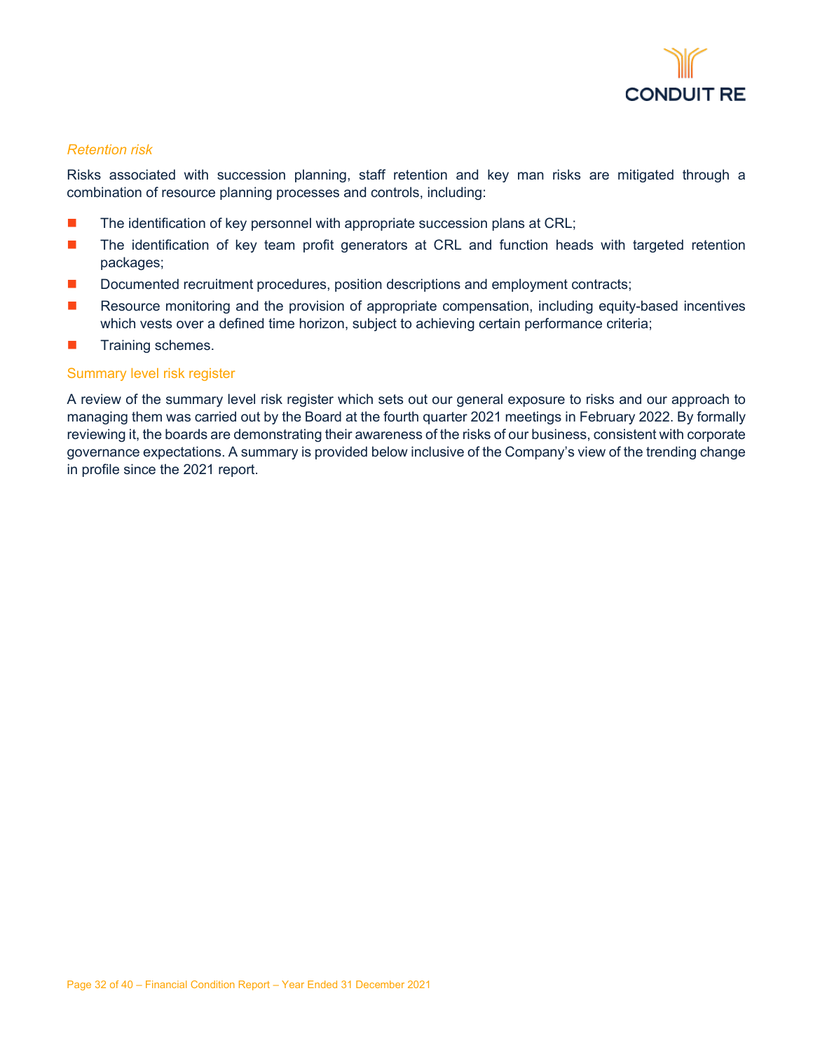*Retention risk*

Risks associated with succession planning, staff retention and key man risks are mitigated through a combination of resource planning processes and controls, including:

- The identification of key personnel with appropriate succession plans at CRL;
- The identification of key team profit generators at CRL and function heads with targeted retention packages;
- Documented recruitment procedures, position descriptions and employment contracts;
- Resource monitoring and the provision of appropriate compensation, including equity-based incentives which vests over a defined time horizon, subject to achieving certain performance criteria;
- Training schemes.

## Summary level risk register

A review of the summary level risk register which sets out our general exposure to risks and our approach to managing them was carried out by the Board at the fourth quarter 2021 meetings in February 2022. By formally reviewing it, the boards are demonstrating their awareness of the risks of our business, consistent with corporate governance expectations. A summary is provided below inclusive of the Company's view of the trending change in profile since the 2021 report.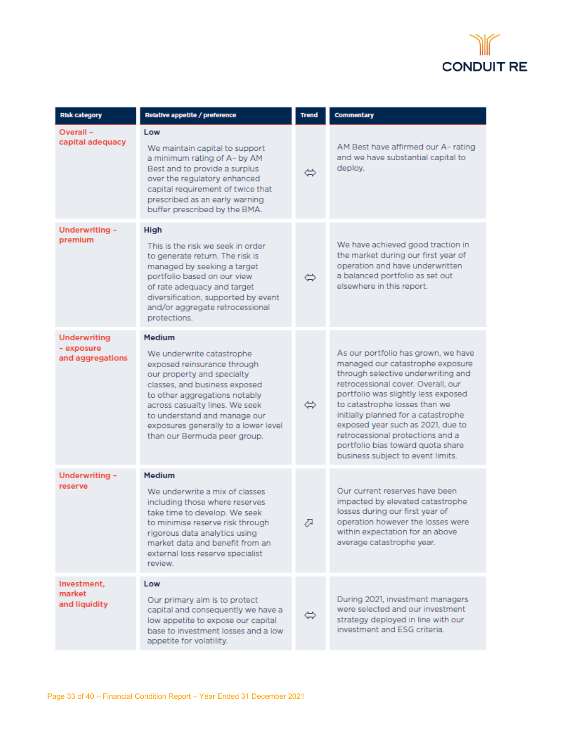| Risk category | Relative appetite / preference | Trend | Commentary |
|---|---|---|---|
| Overall – capital adequacy | **Low**<br><br>We maintain capital to support a minimum rating of A- by AM Best and to provide a surplus over the regulatory enhanced capital requirement of twice that prescribed as an early warning buffer prescribed by the BMA. | ⇔ | AM Best have affirmed our A- rating and we have substantial capital to deploy. |
| Underwriting – premium | **High**<br><br>This is the risk we seek in order to generate return. The risk is managed by seeking a target portfolio based on our view of rate adequacy and target diversification, supported by event and/or aggregate retrocessional protections. | ⇔ | We have achieved good traction in the market during our first year of operation and have underwritten a balanced portfolio as set out elsewhere in this report. |
| Underwriting – exposure and aggregations | **Medium**<br><br>We underwrite catastrophe exposed reinsurance through our property and specialty classes, and business exposed to other aggregations notably across casualty lines. We seek to understand and manage our exposures generally to a lower level than our Bermuda peer group. | ⇔ | As our portfolio has grown, we have managed our catastrophe exposure through selective underwriting and retrocessional cover. Overall, our portfolio was slightly less exposed to catastrophe losses than we initially planned for a catastrophe exposed year such as 2021, due to retrocessional protections and a portfolio bias toward quota share business subject to event limits. |
| Underwriting – reserve | **Medium**<br><br>We underwrite a mix of classes including those where reserves take time to develop. We seek to minimise reserve risk through rigorous data analytics using market data and benefit from an external loss reserve specialist review. | ⇗ | Our current reserves have been impacted by elevated catastrophe losses during our first year of operation however the losses were within expectation for an above average catastrophe year. |
| Investment, market and liquidity | **Low**<br><br>Our primary aim is to protect capital and consequently we have a low appetite to expose our capital base to investment losses and a low appetite for volatility. | ⇔ | During 2021, investment managers were selected and our investment strategy deployed in line with our investment and ESG criteria. |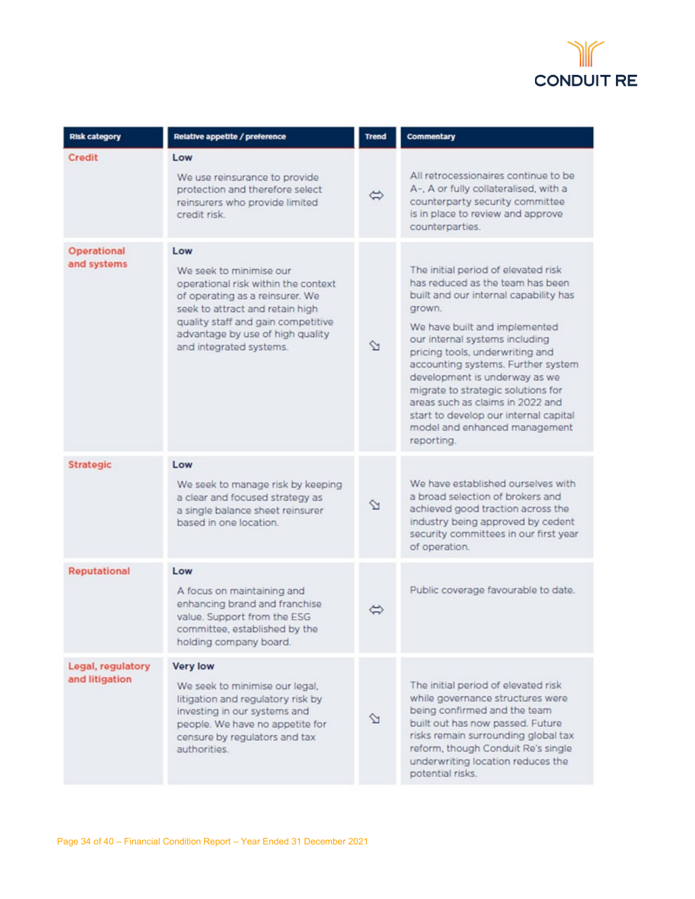| Risk category | Relative appetite / preference | Trend | Commentary |
|---|---|---|---|
| Credit | **Low**<br>We use reinsurance to provide protection and therefore select reinsurers who provide limited credit risk. | ⇔ | All retrocessionaires continue to be A-, A or fully collateralised, with a counterparty security committee is in place to review and approve counterparties. |
| Operational and systems | **Low**<br>We seek to minimise our operational risk within the context of operating as a reinsurer. We seek to attract and retain high quality staff and gain competitive advantage by use of high quality and integrated systems. | ⇘ | The initial period of elevated risk has reduced as the team has been built and our internal capability has grown.<br>We have built and implemented our internal systems including pricing tools, underwriting and accounting systems. Further system development is underway as we migrate to strategic solutions for areas such as claims in 2022 and start to develop our internal capital model and enhanced management reporting. |
| Strategic | **Low**<br>We seek to manage risk by keeping a clear and focused strategy as a single balance sheet reinsurer based in one location. | ⇘ | We have established ourselves with a broad selection of brokers and achieved good traction across the industry being approved by cedent security committees in our first year of operation. |
| Reputational | **Low**<br>A focus on maintaining and enhancing brand and franchise value. Support from the ESG committee, established by the holding company board. | ⇔ | Public coverage favourable to date. |
| Legal, regulatory and litigation | **Very low**<br>We seek to minimise our legal, litigation and regulatory risk by investing in our systems and people. We have no appetite for censure by regulators and tax authorities. | ⇘ | The initial period of elevated risk while governance structures were being confirmed and the team built out has now passed. Future risks remain surrounding global tax reform, though Conduit Re's single underwriting location reduces the potential risks. |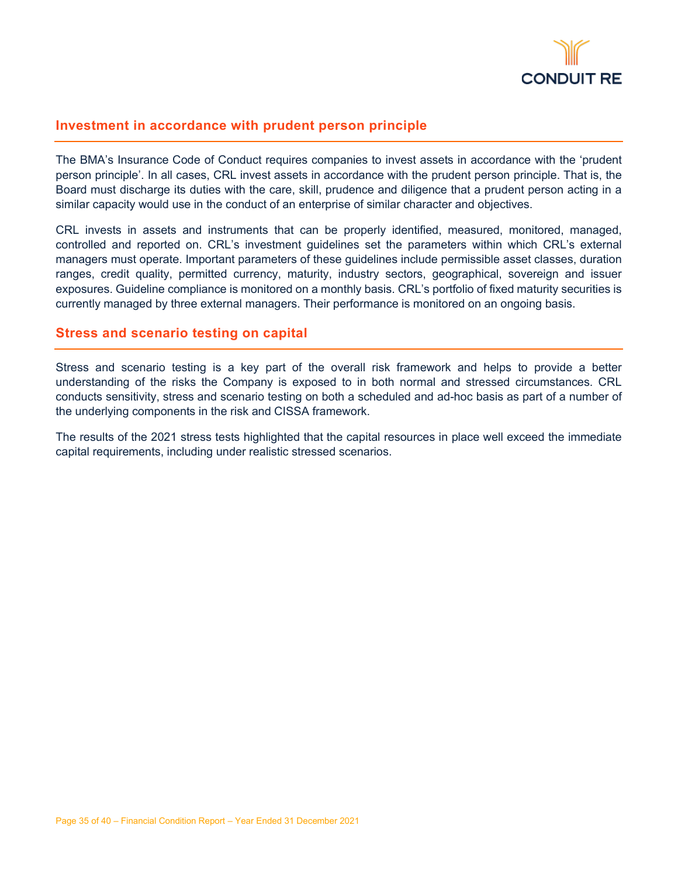## Investment in accordance with prudent person principle

The BMA's Insurance Code of Conduct requires companies to invest assets in accordance with the 'prudent person principle'. In all cases, CRL invest assets in accordance with the prudent person principle. That is, the Board must discharge its duties with the care, skill, prudence and diligence that a prudent person acting in a similar capacity would use in the conduct of an enterprise of similar character and objectives.

CRL invests in assets and instruments that can be properly identified, measured, monitored, managed, controlled and reported on. CRL's investment guidelines set the parameters within which CRL's external managers must operate. Important parameters of these guidelines include permissible asset classes, duration ranges, credit quality, permitted currency, maturity, industry sectors, geographical, sovereign and issuer exposures. Guideline compliance is monitored on a monthly basis. CRL's portfolio of fixed maturity securities is currently managed by three external managers. Their performance is monitored on an ongoing basis.

## Stress and scenario testing on capital

Stress and scenario testing is a key part of the overall risk framework and helps to provide a better understanding of the risks the Company is exposed to in both normal and stressed circumstances. CRL conducts sensitivity, stress and scenario testing on both a scheduled and ad-hoc basis as part of a number of the underlying components in the risk and CISSA framework.

The results of the 2021 stress tests highlighted that the capital resources in place well exceed the immediate capital requirements, including under realistic stressed scenarios.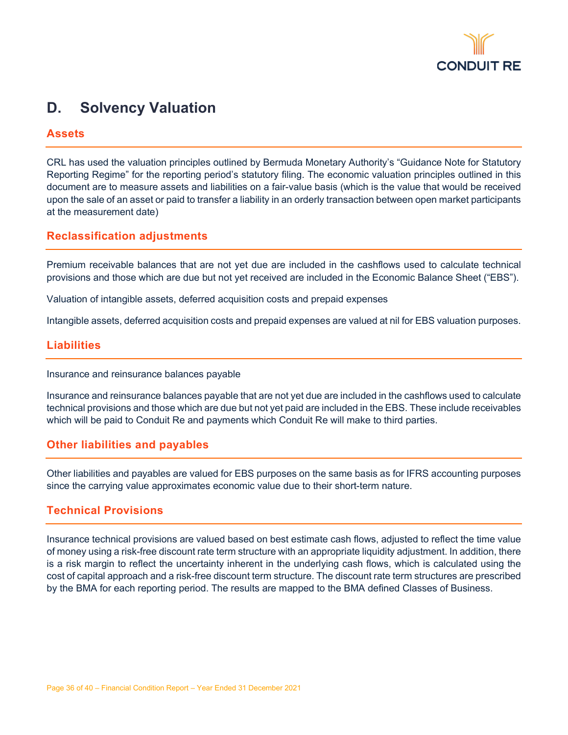# D. Solvency Valuation

## Assets

CRL has used the valuation principles outlined by Bermuda Monetary Authority's "Guidance Note for Statutory Reporting Regime" for the reporting period's statutory filing. The economic valuation principles outlined in this document are to measure assets and liabilities on a fair-value basis (which is the value that would be received upon the sale of an asset or paid to transfer a liability in an orderly transaction between open market participants at the measurement date)

## Reclassification adjustments

Premium receivable balances that are not yet due are included in the cashflows used to calculate technical provisions and those which are due but not yet received are included in the Economic Balance Sheet ("EBS").

Valuation of intangible assets, deferred acquisition costs and prepaid expenses

Intangible assets, deferred acquisition costs and prepaid expenses are valued at nil for EBS valuation purposes.

## Liabilities

Insurance and reinsurance balances payable

Insurance and reinsurance balances payable that are not yet due are included in the cashflows used to calculate technical provisions and those which are due but not yet paid are included in the EBS. These include receivables which will be paid to Conduit Re and payments which Conduit Re will make to third parties.

## Other liabilities and payables

Other liabilities and payables are valued for EBS purposes on the same basis as for IFRS accounting purposes since the carrying value approximates economic value due to their short-term nature.

## Technical Provisions

Insurance technical provisions are valued based on best estimate cash flows, adjusted to reflect the time value of money using a risk-free discount rate term structure with an appropriate liquidity adjustment. In addition, there is a risk margin to reflect the uncertainty inherent in the underlying cash flows, which is calculated using the cost of capital approach and a risk-free discount term structure. The discount rate term structures are prescribed by the BMA for each reporting period. The results are mapped to the BMA defined Classes of Business.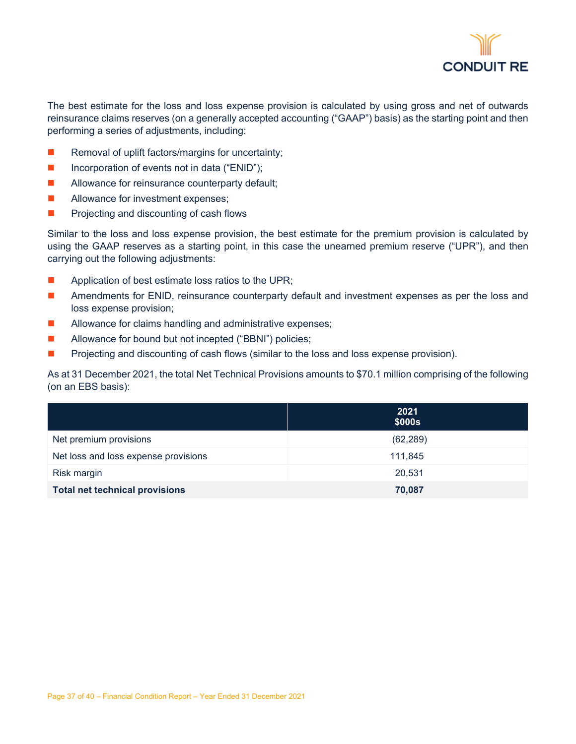The best estimate for the loss and loss expense provision is calculated by using gross and net of outwards reinsurance claims reserves (on a generally accepted accounting ("GAAP") basis) as the starting point and then performing a series of adjustments, including:

- Removal of uplift factors/margins for uncertainty;
- Incorporation of events not in data ("ENID");
- Allowance for reinsurance counterparty default;
- Allowance for investment expenses;
- Projecting and discounting of cash flows

Similar to the loss and loss expense provision, the best estimate for the premium provision is calculated by using the GAAP reserves as a starting point, in this case the unearned premium reserve ("UPR"), and then carrying out the following adjustments:

- Application of best estimate loss ratios to the UPR;
- Amendments for ENID, reinsurance counterparty default and investment expenses as per the loss and loss expense provision;
- Allowance for claims handling and administrative expenses;
- Allowance for bound but not incepted ("BBNI") policies;
- Projecting and discounting of cash flows (similar to the loss and loss expense provision).

As at 31 December 2021, the total Net Technical Provisions amounts to $70.1 million comprising of the following (on an EBS basis):

| | 2021 $000s |
|---|---|
| Net premium provisions | (62,289) |
| Net loss and loss expense provisions | 111,845 |
| Risk margin | 20,531 |
| **Total net technical provisions** | **70,087** |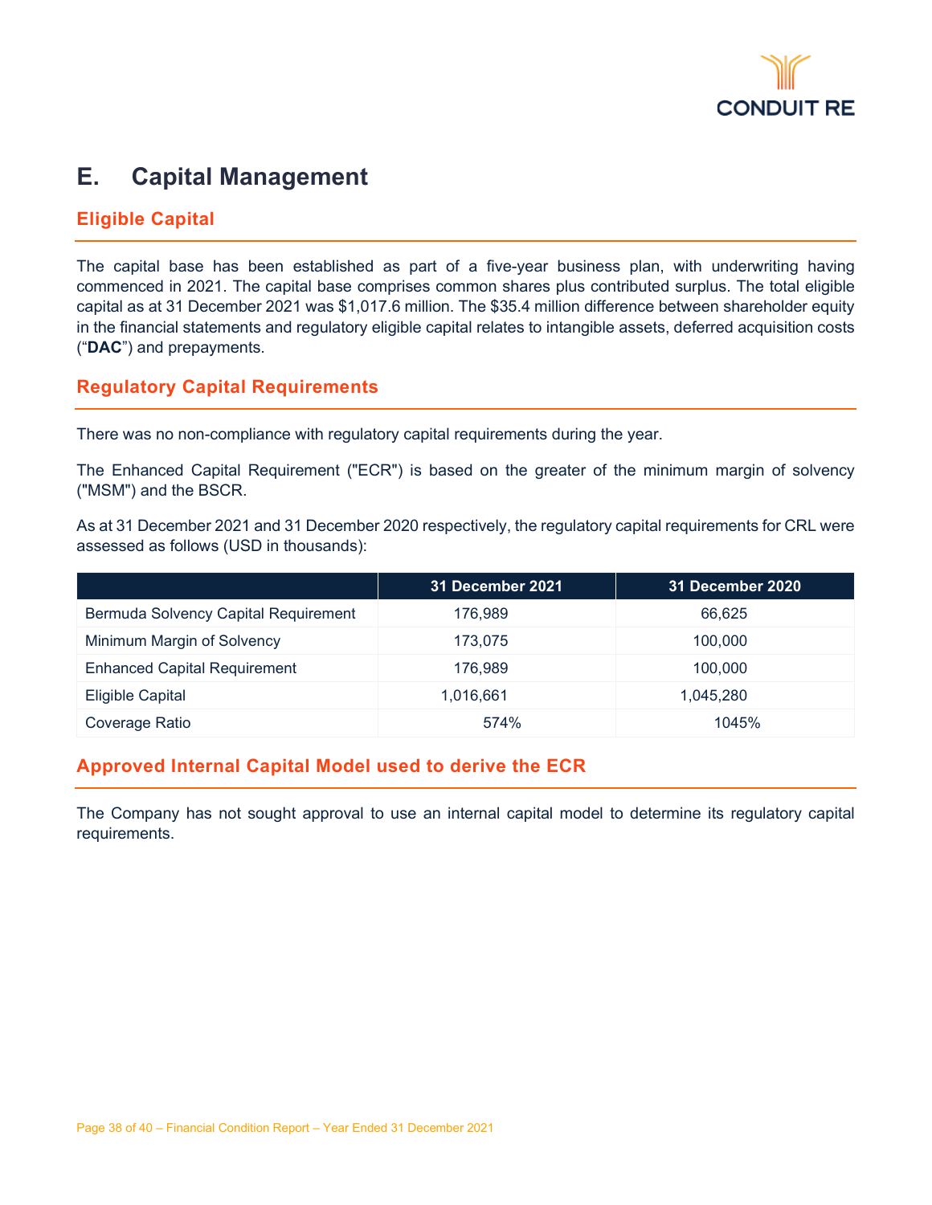# E. Capital Management

## Eligible Capital

The capital base has been established as part of a five-year business plan, with underwriting having commenced in 2021. The capital base comprises common shares plus contributed surplus. The total eligible capital as at 31 December 2021 was $1,017.6 million. The $35.4 million difference between shareholder equity in the financial statements and regulatory eligible capital relates to intangible assets, deferred acquisition costs ("**DAC**") and prepayments.

## Regulatory Capital Requirements

There was no non-compliance with regulatory capital requirements during the year.

The Enhanced Capital Requirement ("ECR") is based on the greater of the minimum margin of solvency ("MSM") and the BSCR.

As at 31 December 2021 and 31 December 2020 respectively, the regulatory capital requirements for CRL were assessed as follows (USD in thousands):

| | 31 December 2021 | 31 December 2020 |
|---|---|---|
| Bermuda Solvency Capital Requirement | 176,989 | 66,625 |
| Minimum Margin of Solvency | 173,075 | 100,000 |
| Enhanced Capital Requirement | 176,989 | 100,000 |
| Eligible Capital | 1,016,661 | 1,045,280 |
| Coverage Ratio | 574% | 1045% |

## Approved Internal Capital Model used to derive the ECR

The Company has not sought approval to use an internal capital model to determine its regulatory capital requirements.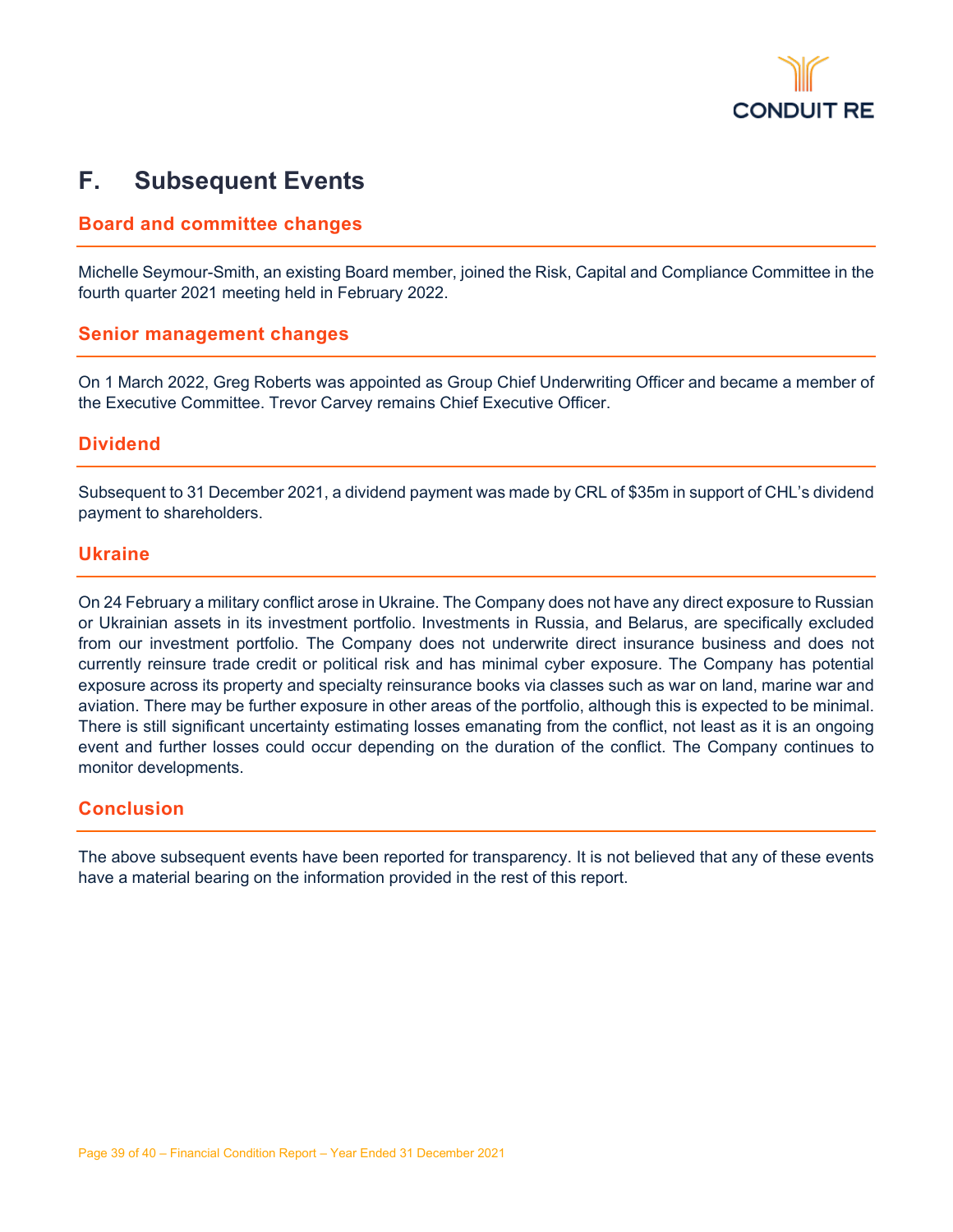# F. Subsequent Events

## Board and committee changes

Michelle Seymour-Smith, an existing Board member, joined the Risk, Capital and Compliance Committee in the fourth quarter 2021 meeting held in February 2022.

## Senior management changes

On 1 March 2022, Greg Roberts was appointed as Group Chief Underwriting Officer and became a member of the Executive Committee. Trevor Carvey remains Chief Executive Officer.

## Dividend

Subsequent to 31 December 2021, a dividend payment was made by CRL of $35m in support of CHL's dividend payment to shareholders.

## Ukraine

On 24 February a military conflict arose in Ukraine. The Company does not have any direct exposure to Russian or Ukrainian assets in its investment portfolio. Investments in Russia, and Belarus, are specifically excluded from our investment portfolio. The Company does not underwrite direct insurance business and does not currently reinsure trade credit or political risk and has minimal cyber exposure. The Company has potential exposure across its property and specialty reinsurance books via classes such as war on land, marine war and aviation. There may be further exposure in other areas of the portfolio, although this is expected to be minimal. There is still significant uncertainty estimating losses emanating from the conflict, not least as it is an ongoing event and further losses could occur depending on the duration of the conflict. The Company continues to monitor developments.

## Conclusion

The above subsequent events have been reported for transparency. It is not believed that any of these events have a material bearing on the information provided in the rest of this report.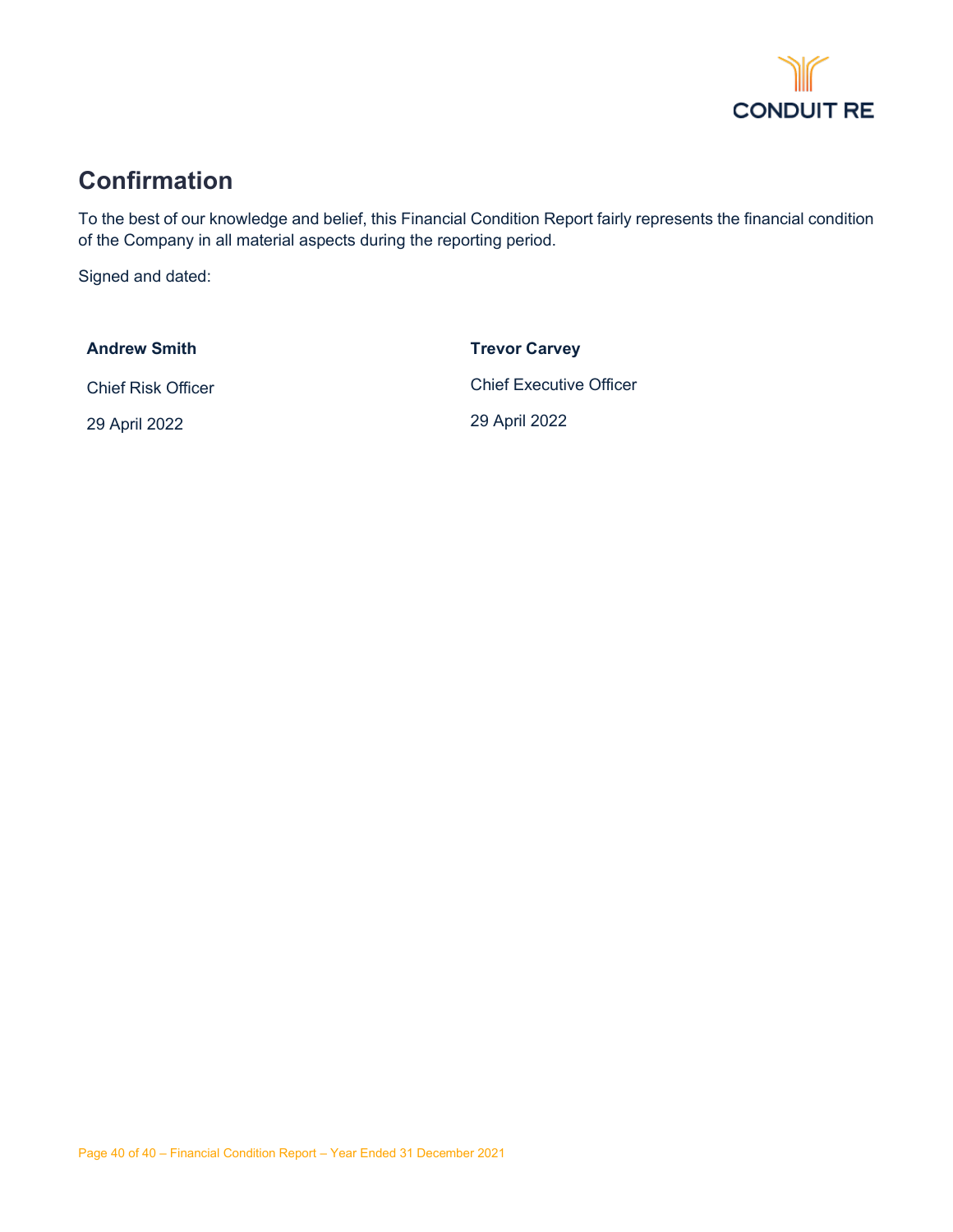# Confirmation

To the best of our knowledge and belief, this Financial Condition Report fairly represents the financial condition of the Company in all material aspects during the reporting period.

Signed and dated:

**Andrew Smith**

Chief Risk Officer

29 April 2022

**Trevor Carvey**

Chief Executive Officer

29 April 2022